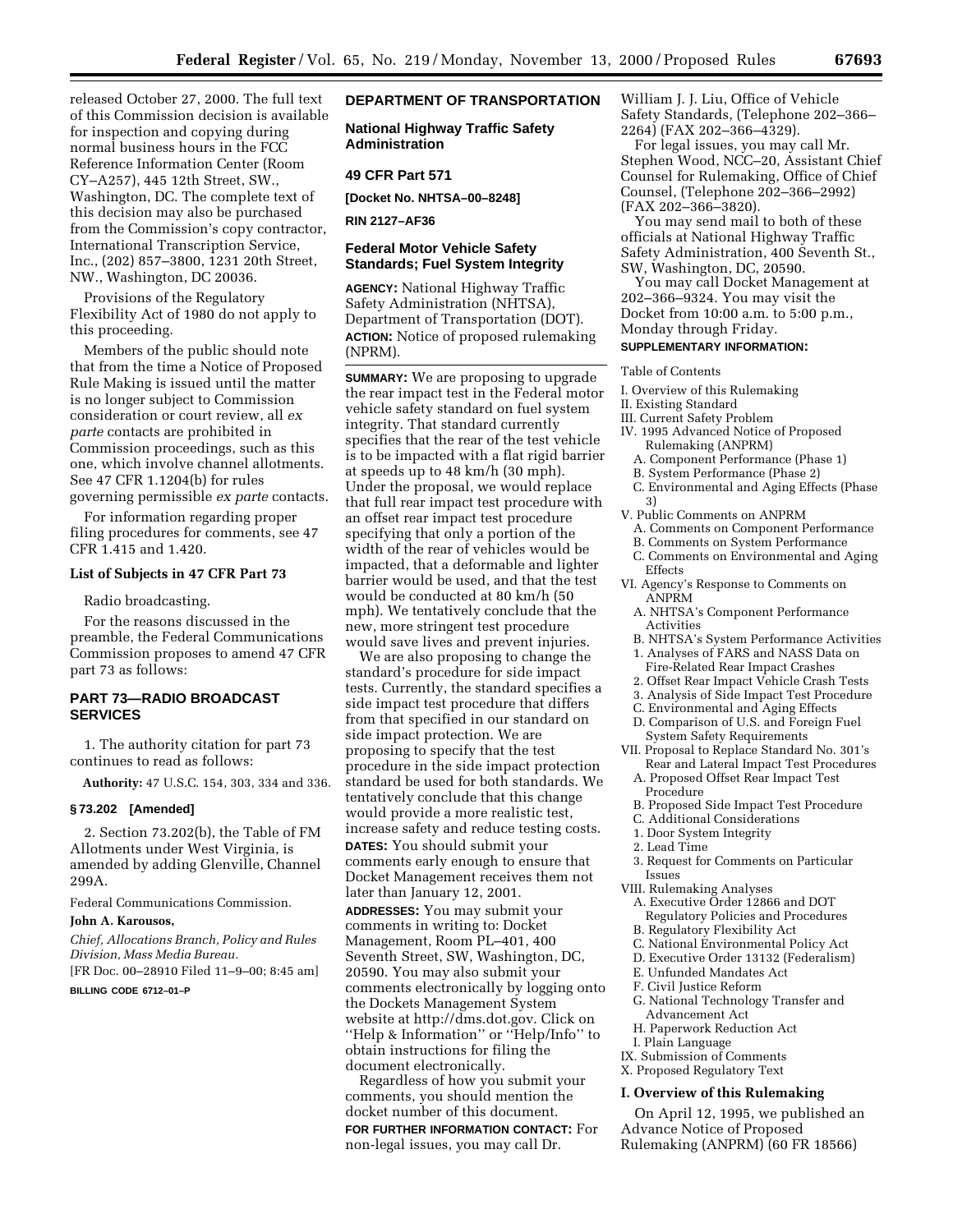released October 27, 2000. The full text of this Commission decision is available for inspection and copying during normal business hours in the FCC Reference Information Center (Room CY–A257), 445 12th Street, SW., Washington, DC. The complete text of this decision may also be purchased from the Commission's copy contractor, International Transcription Service, Inc., (202) 857–3800, 1231 20th Street, NW., Washington, DC 20036.

Provisions of the Regulatory Flexibility Act of 1980 do not apply to this proceeding.

Members of the public should note that from the time a Notice of Proposed Rule Making is issued until the matter is no longer subject to Commission consideration or court review, all *ex parte* contacts are prohibited in Commission proceedings, such as this one, which involve channel allotments. See 47 CFR 1.1204(b) for rules governing permissible *ex parte* contacts.

For information regarding proper filing procedures for comments, see 47 CFR 1.415 and 1.420.

### List of Subjects in 47 CFR Part 73

Radio broadcasting.

For the reasons discussed in the preamble, the Federal Communications Commission proposes to amend 47 CFR part 73 as follows:

## PART 73—RADIO BROADCAST SERVICES

1. The authority citation for part 73 continues to read as follows:

**Authority:** 47 U.S.C. 154, 303, 334 and 336.

### § 73.202 [Amended]

2. Section 73.202(b), the Table of FM Allotments under West Virginia, is amended by adding Glenville, Channel 299A.

Federal Communications Commission.

**John A. Karousos,**

*Chief, Allocations Branch, Policy and Rules Division, Mass Media Bureau.*

[FR Doc. 00–28910 Filed 11–9–00; 8:45 am]

**BILLING CODE 6712–01–P**

## DEPARTMENT OF TRANSPORTATION

## National Highway Traffic Safety Administration

## 49 CFR Part 571

**[Docket No. NHTSA–00–8248]**

**RIN 2127–AF36**

## Federal Motor Vehicle Safety Standards; Fuel System Integrity

**AGENCY:** National Highway Traffic Safety Administration (NHTSA), Department of Transportation (DOT).

**ACTION:** Notice of proposed rulemaking (NPRM).

**SUMMARY:** We are proposing to upgrade the rear impact test in the Federal motor vehicle safety standard on fuel system integrity. That standard currently specifies that the rear of the test vehicle is to be impacted with a flat rigid barrier at speeds up to 48 km/h (30 mph). Under the proposal, we would replace that full rear impact test procedure with an offset rear impact test procedure specifying that only a portion of the width of the rear of vehicles would be impacted, that a deformable and lighter barrier would be used, and that the test would be conducted at 80 km/h (50 mph). We tentatively conclude that the new, more stringent test procedure would save lives and prevent injuries.

We are also proposing to change the standard's procedure for side impact tests. Currently, the standard specifies a side impact test procedure that differs from that specified in our standard on side impact protection. We are proposing to specify that the test procedure in the side impact protection standard be used for both standards. We tentatively conclude that this change would provide a more realistic test, increase safety and reduce testing costs.

**DATES:** You should submit your comments early enough to ensure that Docket Management receives them not later than January 12, 2001.

**ADDRESSES:** You may submit your comments in writing to: Docket Management, Room PL–401, 400 Seventh Street, SW, Washington, DC, 20590. You may also submit your comments electronically by logging onto the Dockets Management System website at http://dms.dot.gov. Click on "Help & Information" or "Help/Info" to obtain instructions for filing the document electronically.

Regardless of how you submit your comments, you should mention the docket number of this document.

**FOR FURTHER INFORMATION CONTACT:** For non-legal issues, you may call Dr. William J. J. Liu, Office of Vehicle Safety Standards, (Telephone 202–366–2264) (FAX 202–366–4329).

For legal issues, you may call Mr. Stephen Wood, NCC–20, Assistant Chief Counsel for Rulemaking, Office of Chief Counsel, (Telephone 202–366–2992) (FAX 202–366–3820).

You may send mail to both of these officials at National Highway Traffic Safety Administration, 400 Seventh St., SW, Washington, DC, 20590.

You may call Docket Management at 202–366–9324. You may visit the Docket from 10:00 a.m. to 5:00 p.m., Monday through Friday.

**SUPPLEMENTARY INFORMATION:**

Table of Contents

- I. Overview of this Rulemaking
- II. Existing Standard
- III. Current Safety Problem
- IV. 1995 Advanced Notice of Proposed Rulemaking (ANPRM)
  - A. Component Performance (Phase 1)
  - B. System Performance (Phase 2)
  - C. Environmental and Aging Effects (Phase 3)
- V. Public Comments on ANPRM
  - A. Comments on Component Performance
  - B. Comments on System Performance
  - C. Comments on Environmental and Aging Effects
- VI. Agency's Response to Comments on ANPRM
  - A. NHTSA's Component Performance Activities
  - B. NHTSA's System Performance Activities
    - 1. Analyses of FARS and NASS Data on Fire-Related Rear Impact Crashes
    - 2. Offset Rear Impact Vehicle Crash Tests
    - 3. Analysis of Side Impact Test Procedure
  - C. Environmental and Aging Effects
  - D. Comparison of U.S. and Foreign Fuel System Safety Requirements
- VII. Proposal to Replace Standard No. 301's Rear and Lateral Impact Test Procedures
  - A. Proposed Offset Rear Impact Test Procedure
  - B. Proposed Side Impact Test Procedure
  - C. Additional Considerations
    - 1. Door System Integrity
    - 2. Lead Time
    - 3. Request for Comments on Particular Issues
- VIII. Rulemaking Analyses
  - A. Executive Order 12866 and DOT Regulatory Policies and Procedures
  - B. Regulatory Flexibility Act
  - C. National Environmental Policy Act
  - D. Executive Order 13132 (Federalism)
  - E. Unfunded Mandates Act
  - F. Civil Justice Reform
  - G. National Technology Transfer and Advancement Act
  - H. Paperwork Reduction Act
  - I. Plain Language
- IX. Submission of Comments
- X. Proposed Regulatory Text

### I. Overview of this Rulemaking

On April 12, 1995, we published an Advance Notice of Proposed Rulemaking (ANPRM) (60 FR 18566)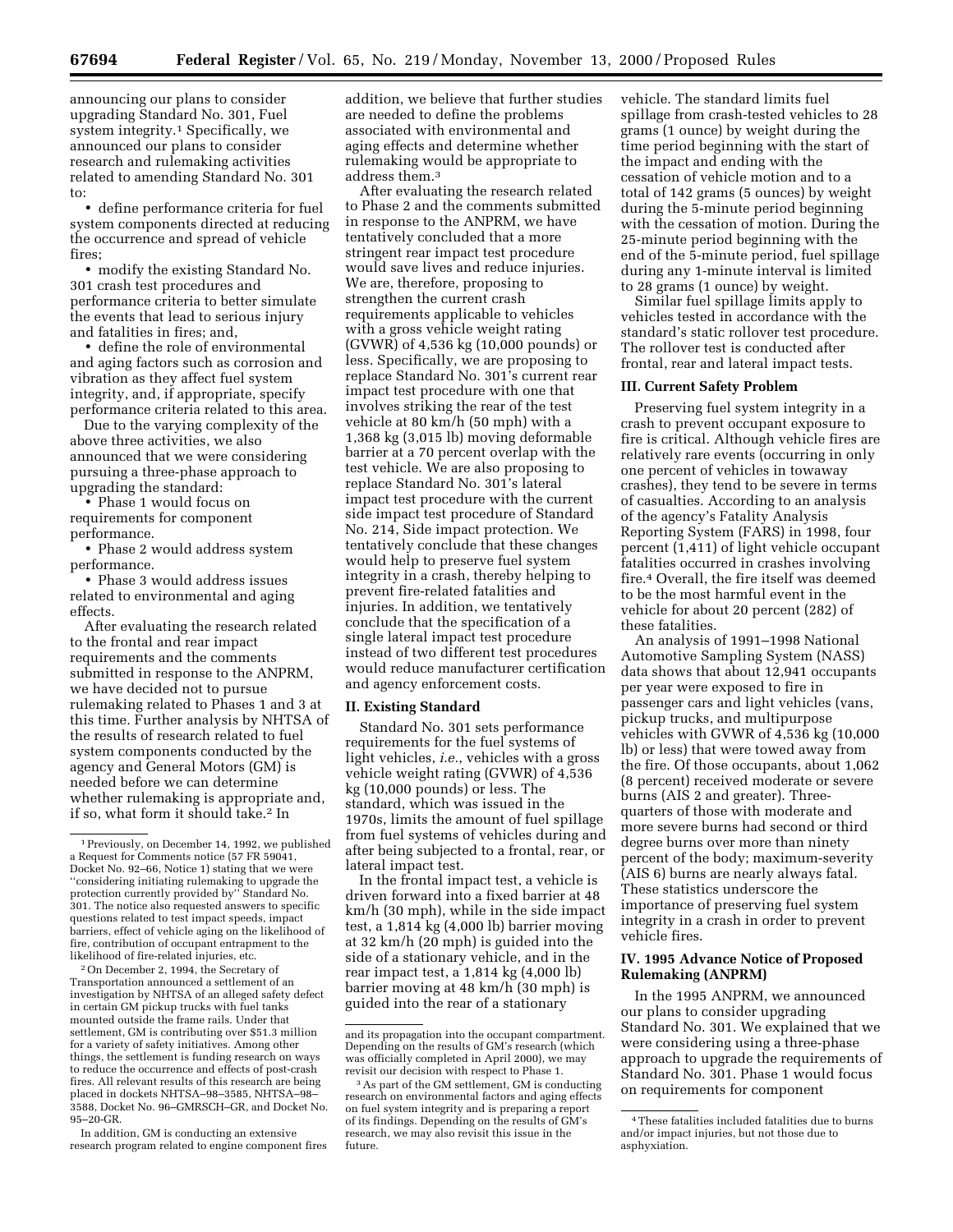announcing our plans to consider upgrading Standard No. 301, Fuel system integrity.[1] Specifically, we announced our plans to consider research and rulemaking activities related to amending Standard No. 301 to:

- define performance criteria for fuel system components directed at reducing the occurrence and spread of vehicle fires;
- modify the existing Standard No. 301 crash test procedures and performance criteria to better simulate the events that lead to serious injury and fatalities in fires; and,
- define the role of environmental and aging factors such as corrosion and vibration as they affect fuel system integrity, and, if appropriate, specify performance criteria related to this area.

Due to the varying complexity of the above three activities, we also announced that we were considering pursuing a three-phase approach to upgrading the standard:

- Phase 1 would focus on requirements for component performance.
- Phase 2 would address system performance.
- Phase 3 would address issues related to environmental and aging effects.

After evaluating the research related to the frontal and rear impact requirements and the comments submitted in response to the ANPRM, we have decided not to pursue rulemaking related to Phases 1 and 3 at this time. Further analysis by NHTSA of the results of research related to fuel system components conducted by the agency and General Motors (GM) is needed before we can determine whether rulemaking is appropriate and, if so, what form it should take.[2] In addition, we believe that further studies are needed to define the problems associated with environmental and aging effects and determine whether rulemaking would be appropriate to address them.[3]

After evaluating the research related to Phase 2 and the comments submitted in response to the ANPRM, we have tentatively concluded that a more stringent rear impact test procedure would save lives and reduce injuries. We are, therefore, proposing to strengthen the current crash requirements applicable to vehicles with a gross vehicle weight rating (GVWR) of 4,536 kg (10,000 pounds) or less. Specifically, we are proposing to replace Standard No. 301's current rear impact test procedure with one that involves striking the rear of the test vehicle at 80 km/h (50 mph) with a 1,368 kg (3,015 lb) moving deformable barrier at a 70 percent overlap with the test vehicle. We are also proposing to replace Standard No. 301's lateral impact test procedure with the current side impact test procedure of Standard No. 214, Side impact protection. We tentatively conclude that these changes would help to preserve fuel system integrity in a crash, thereby helping to prevent fire-related fatalities and injuries. In addition, we tentatively conclude that the specification of a single lateral impact test procedure instead of two different test procedures would reduce manufacturer certification and agency enforcement costs.

## II. Existing Standard

Standard No. 301 sets performance requirements for the fuel systems of light vehicles, *i.e.*, vehicles with a gross vehicle weight rating (GVWR) of 4,536 kg (10,000 pounds) or less. The standard, which was issued in the 1970s, limits the amount of fuel spillage from fuel systems of vehicles during and after being subjected to a frontal, rear, or lateral impact test.

In the frontal impact test, a vehicle is driven forward into a fixed barrier at 48 km/h (30 mph), while in the side impact test, a 1,814 kg (4,000 lb) barrier moving at 32 km/h (20 mph) is guided into the side of a stationary vehicle, and in the rear impact test, a 1,814 kg (4,000 lb) barrier moving at 48 km/h (30 mph) is guided into the rear of a stationary vehicle. The standard limits fuel spillage from crash-tested vehicles to 28 grams (1 ounce) by weight during the time period beginning with the start of the impact and ending with the cessation of vehicle motion and to a total of 142 grams (5 ounces) by weight during the 5-minute period beginning with the cessation of motion. During the 25-minute period beginning with the end of the 5-minute period, fuel spillage during any 1-minute interval is limited to 28 grams (1 ounce) by weight.

Similar fuel spillage limits apply to vehicles tested in accordance with the standard's static rollover test procedure. The rollover test is conducted after frontal, rear and lateral impact tests.

## III. Current Safety Problem

Preserving fuel system integrity in a crash to prevent occupant exposure to fire is critical. Although vehicle fires are relatively rare events (occurring in only one percent of vehicles in towaway crashes), they tend to be severe in terms of casualties. According to an analysis of the agency's Fatality Analysis Reporting System (FARS) in 1998, four percent (1,411) of light vehicle occupant fatalities occurred in crashes involving fire.[4] Overall, the fire itself was deemed to be the most harmful event in the vehicle for about 20 percent (282) of these fatalities.

An analysis of 1991–1998 National Automotive Sampling System (NASS) data shows that about 12,941 occupants per year were exposed to fire in passenger cars and light vehicles (vans, pickup trucks, and multipurpose vehicles with GVWR of 4,536 kg (10,000 lb) or less) that were towed away from the fire. Of those occupants, about 1,062 (8 percent) received moderate or severe burns (AIS 2 and greater). Three-quarters of those with moderate and more severe burns had second or third degree burns over more than ninety percent of the body; maximum-severity (AIS 6) burns are nearly always fatal. These statistics underscore the importance of preserving fuel system integrity in a crash in order to prevent vehicle fires.

## IV. 1995 Advance Notice of Proposed Rulemaking (ANPRM)

In the 1995 ANPRM, we announced our plans to consider upgrading Standard No. 301. We explained that we were considering using a three-phase approach to upgrade the requirements of Standard No. 301. Phase 1 would focus on requirements for component

---

[1] Previously, on December 14, 1992, we published a Request for Comments notice (57 FR 59041, Docket No. 92–66, Notice 1) stating that we were "considering initiating rulemaking to upgrade the protection currently provided by" Standard No. 301. The notice also requested answers to specific questions related to test impact speeds, impact barriers, effect of vehicle aging on the likelihood of fire, contribution of occupant entrapment to the likelihood of fire-related injuries, etc.

[2] On December 2, 1994, the Secretary of Transportation announced a settlement of an investigation by NHTSA of an alleged safety defect in certain GM pickup trucks with fuel tanks mounted outside the frame rails. Under that settlement, GM is contributing over $51.3 million for a variety of safety initiatives. Among other things, the settlement is funding research on ways to reduce the occurrence and effects of post-crash fires. All relevant results of this research are being placed in dockets NHTSA–98–3585, NHTSA–98–3588, Docket No. 96–GMRSCH–GR, and Docket No. 95–20-GR.

In addition, GM is conducting an extensive research program related to engine component fires and its propagation into the occupant compartment. Depending on the results of GM's research (which was officially completed in April 2000), we may revisit our decision with respect to Phase 1.

[3] As part of the GM settlement, GM is conducting research on environmental factors and aging effects on fuel system integrity and is preparing a report of its findings. Depending on the results of GM's research, we may also revisit this issue in the future.

[4] These fatalities included fatalities due to burns and/or impact injuries, but not those due to asphyxiation.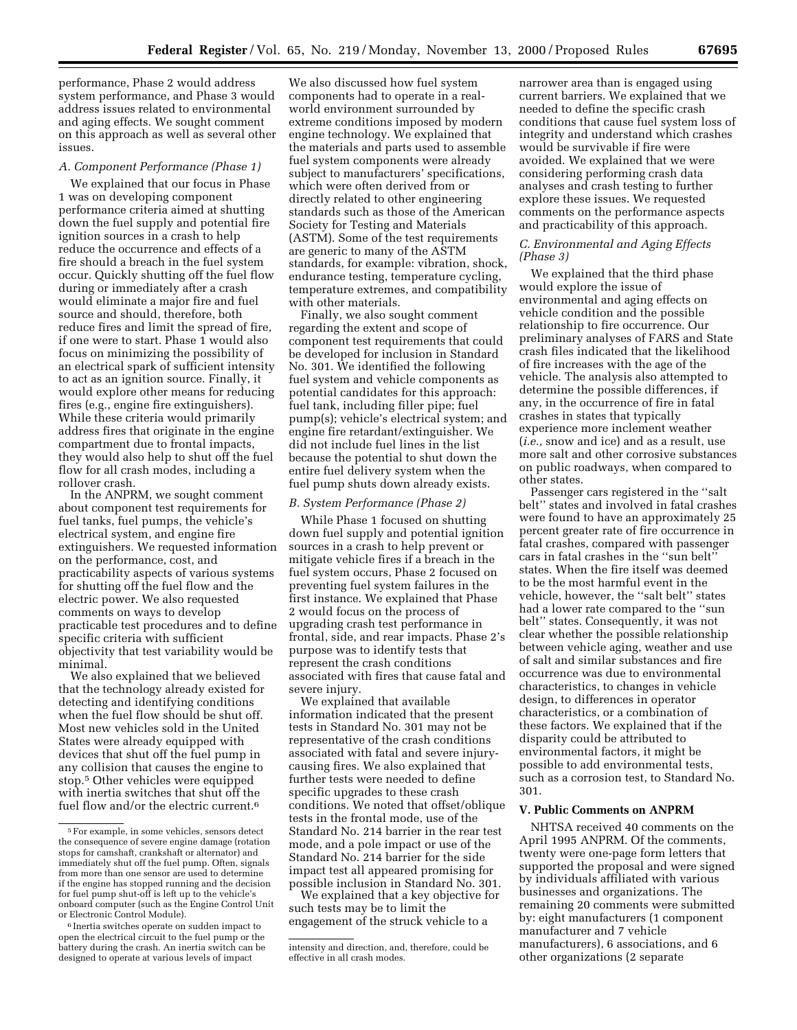performance, Phase 2 would address system performance, and Phase 3 would address issues related to environmental and aging effects. We sought comment on this approach as well as several other issues.

### A. Component Performance (Phase 1)

We explained that our focus in Phase 1 was on developing component performance criteria aimed at shutting down the fuel supply and potential fire ignition sources in a crash to help reduce the occurrence and effects of a fire should a breach in the fuel system occur. Quickly shutting off the fuel flow during or immediately after a crash would eliminate a major fire and fuel source and should, therefore, both reduce fires and limit the spread of fire, if one were to start. Phase 1 would also focus on minimizing the possibility of an electrical spark of sufficient intensity to act as an ignition source. Finally, it would explore other means for reducing fires (e.g., engine fire extinguishers). While these criteria would primarily address fires that originate in the engine compartment due to frontal impacts, they would also help to shut off the fuel flow for all crash modes, including a rollover crash.

In the ANPRM, we sought comment about component test requirements for fuel tanks, fuel pumps, the vehicle's electrical system, and engine fire extinguishers. We requested information on the performance, cost, and practicability aspects of various systems for shutting off the fuel flow and the electric power. We also requested comments on ways to develop practicable test procedures and to define specific criteria with sufficient objectivity that test variability would be minimal.

We also explained that we believed that the technology already existed for detecting and identifying conditions when the fuel flow should be shut off. Most new vehicles sold in the United States were already equipped with devices that shut off the fuel pump in any collision that causes the engine to stop.[5] Other vehicles were equipped with inertia switches that shut off the fuel flow and/or the electric current.[6]

We also discussed how fuel system components had to operate in a real-world environment surrounded by extreme conditions imposed by modern engine technology. We explained that the materials and parts used to assemble fuel system components were already subject to manufacturers' specifications, which were often derived from or directly related to other engineering standards such as those of the American Society for Testing and Materials (ASTM). Some of the test requirements are generic to many of the ASTM standards, for example: vibration, shock, endurance testing, temperature cycling, temperature extremes, and compatibility with other materials.

Finally, we also sought comment regarding the extent and scope of component test requirements that could be developed for inclusion in Standard No. 301. We identified the following fuel system and vehicle components as potential candidates for this approach: fuel tank, including filler pipe; fuel pump(s); vehicle's electrical system; and engine fire retardant/extinguisher. We did not include fuel lines in the list because the potential to shut down the entire fuel delivery system when the fuel pump shuts down already exists.

### B. System Performance (Phase 2)

While Phase 1 focused on shutting down fuel supply and potential ignition sources in a crash to help prevent or mitigate vehicle fires if a breach in the fuel system occurs, Phase 2 focused on preventing fuel system failures in the first instance. We explained that Phase 2 would focus on the process of upgrading crash test performance in frontal, side, and rear impacts. Phase 2's purpose was to identify tests that represent the crash conditions associated with fires that cause fatal and severe injury.

We explained that available information indicated that the present tests in Standard No. 301 may not be representative of the crash conditions associated with fatal and severe injury-causing fires. We also explained that further tests were needed to define specific upgrades to these crash conditions. We noted that offset/oblique tests in the frontal mode, use of the Standard No. 214 barrier in the rear test mode, and a pole impact or use of the Standard No. 214 barrier for the side impact test all appeared promising for possible inclusion in Standard No. 301.

We explained that a key objective for such tests may be to limit the engagement of the struck vehicle to a narrower area than is engaged using current barriers. We explained that we needed to define the specific crash conditions that cause fuel system loss of integrity and understand which crashes would be survivable if fire were avoided. We explained that we were considering performing crash data analyses and crash testing to further explore these issues. We requested comments on the performance aspects and practicability of this approach.

### C. Environmental and Aging Effects (Phase 3)

We explained that the third phase would explore the issue of environmental and aging effects on vehicle condition and the possible relationship to fire occurrence. Our preliminary analyses of FARS and State crash files indicated that the likelihood of fire increases with the age of the vehicle. The analysis also attempted to determine the possible differences, if any, in the occurrence of fire in fatal crashes in states that typically experience more inclement weather (*i.e.,* snow and ice) and as a result, use more salt and other corrosive substances on public roadways, when compared to other states.

Passenger cars registered in the "salt belt" states and involved in fatal crashes were found to have an approximately 25 percent greater rate of fire occurrence in fatal crashes, compared with passenger cars in fatal crashes in the "sun belt" states. When the fire itself was deemed to be the most harmful event in the vehicle, however, the "salt belt" states had a lower rate compared to the "sun belt" states. Consequently, it was not clear whether the possible relationship between vehicle aging, weather and use of salt and similar substances and fire occurrence was due to environmental characteristics, to changes in vehicle design, to differences in operator characteristics, or a combination of these factors. We explained that if the disparity could be attributed to environmental factors, it might be possible to add environmental tests, such as a corrosion test, to Standard No. 301.

## V. Public Comments on ANPRM

NHTSA received 40 comments on the April 1995 ANPRM. Of the comments, twenty were one-page form letters that supported the proposal and were signed by individuals affiliated with various businesses and organizations. The remaining 20 comments were submitted by: eight manufacturers (1 component manufacturer and 7 vehicle manufacturers), 6 associations, and 6 other organizations (2 separate

---

[5] For example, in some vehicles, sensors detect the consequence of severe engine damage (rotation stops for camshaft, crankshaft or alternator) and immediately shut off the fuel pump. Often, signals from more than one sensor are used to determine if the engine has stopped running and the decision for fuel pump shut-off is left up to the vehicle's onboard computer (such as the Engine Control Unit or Electronic Control Module).

[6] Inertia switches operate on sudden impact to open the electrical circuit to the fuel pump or the battery during the crash. An inertia switch can be designed to operate at various levels of impact intensity and direction, and, therefore, could be effective in all crash modes.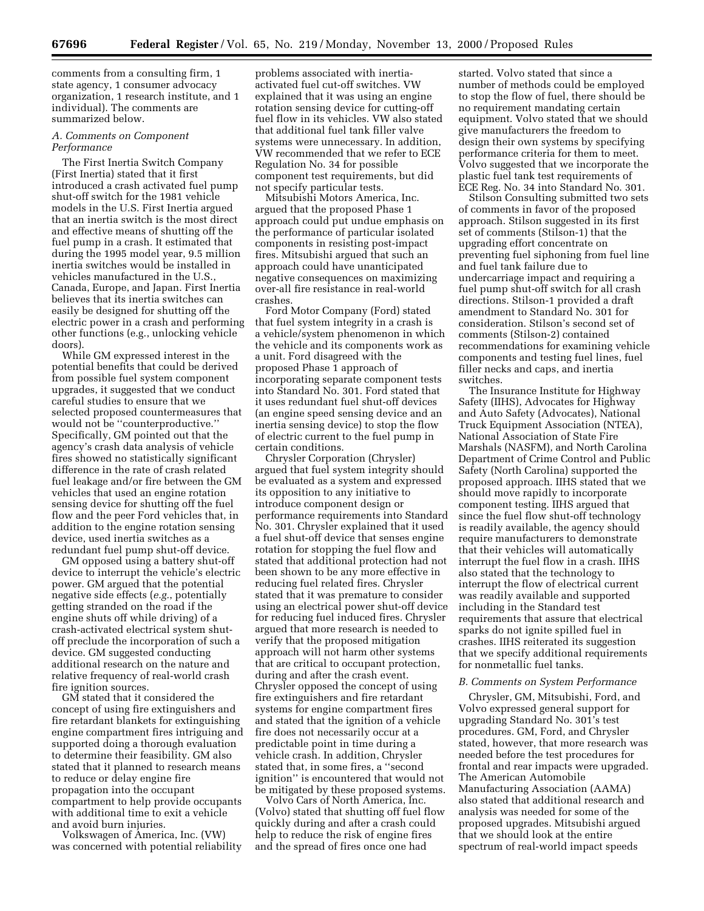comments from a consulting firm, 1 state agency, 1 consumer advocacy organization, 1 research institute, and 1 individual). The comments are summarized below.

### *A. Comments on Component Performance*

The First Inertia Switch Company (First Inertia) stated that it first introduced a crash activated fuel pump shut-off switch for the 1981 vehicle models in the U.S. First Inertia argued that an inertia switch is the most direct and effective means of shutting off the fuel pump in a crash. It estimated that during the 1995 model year, 9.5 million inertia switches would be installed in vehicles manufactured in the U.S., Canada, Europe, and Japan. First Inertia believes that its inertia switches can easily be designed for shutting off the electric power in a crash and performing other functions (e.g., unlocking vehicle doors).

While GM expressed interest in the potential benefits that could be derived from possible fuel system component upgrades, it suggested that we conduct careful studies to ensure that we selected proposed countermeasures that would not be ''counterproductive.'' Specifically, GM pointed out that the agency's crash data analysis of vehicle fires showed no statistically significant difference in the rate of crash related fuel leakage and/or fire between the GM vehicles that used an engine rotation sensing device for shutting off the fuel flow and the peer Ford vehicles that, in addition to the engine rotation sensing device, used inertia switches as a redundant fuel pump shut-off device.

GM opposed using a battery shut-off device to interrupt the vehicle's electric power. GM argued that the potential negative side effects (*e.g.*, potentially getting stranded on the road if the engine shuts off while driving) of a crash-activated electrical system shut-off preclude the incorporation of such a device. GM suggested conducting additional research on the nature and relative frequency of real-world crash fire ignition sources.

GM stated that it considered the concept of using fire extinguishers and fire retardant blankets for extinguishing engine compartment fires intriguing and supported doing a thorough evaluation to determine their feasibility. GM also stated that it planned to research means to reduce or delay engine fire propagation into the occupant compartment to help provide occupants with additional time to exit a vehicle and avoid burn injuries.

Volkswagen of America, Inc. (VW) was concerned with potential reliability problems associated with inertia-activated fuel cut-off switches. VW explained that it was using an engine rotation sensing device for cutting-off fuel flow in its vehicles. VW also stated that additional fuel tank filler valve systems were unnecessary. In addition, VW recommended that we refer to ECE Regulation No. 34 for possible component test requirements, but did not specify particular tests.

Mitsubishi Motors America, Inc. argued that the proposed Phase 1 approach could put undue emphasis on the performance of particular isolated components in resisting post-impact fires. Mitsubishi argued that such an approach could have unanticipated negative consequences on maximizing over-all fire resistance in real-world crashes.

Ford Motor Company (Ford) stated that fuel system integrity in a crash is a vehicle/system phenomenon in which the vehicle and its components work as a unit. Ford disagreed with the proposed Phase 1 approach of incorporating separate component tests into Standard No. 301. Ford stated that it uses redundant fuel shut-off devices (an engine speed sensing device and an inertia sensing device) to stop the flow of electric current to the fuel pump in certain conditions.

Chrysler Corporation (Chrysler) argued that fuel system integrity should be evaluated as a system and expressed its opposition to any initiative to introduce component design or performance requirements into Standard No. 301. Chrysler explained that it used a fuel shut-off device that senses engine rotation for stopping the fuel flow and stated that additional protection had not been shown to be any more effective in reducing fuel related fires. Chrysler stated that it was premature to consider using an electrical power shut-off device for reducing fuel induced fires. Chrysler argued that more research is needed to verify that the proposed mitigation approach will not harm other systems that are critical to occupant protection, during and after the crash event. Chrysler opposed the concept of using fire extinguishers and fire retardant systems for engine compartment fires and stated that the ignition of a vehicle fire does not necessarily occur at a predictable point in time during a vehicle crash. In addition, Chrysler stated that, in some fires, a ''second ignition'' is encountered that would not be mitigated by these proposed systems.

Volvo Cars of North America, Inc. (Volvo) stated that shutting off fuel flow quickly during and after a crash could help to reduce the risk of engine fires and the spread of fires once one had started. Volvo stated that since a number of methods could be employed to stop the flow of fuel, there should be no requirement mandating certain equipment. Volvo stated that we should give manufacturers the freedom to design their own systems by specifying performance criteria for them to meet. Volvo suggested that we incorporate the plastic fuel tank test requirements of ECE Reg. No. 34 into Standard No. 301.

Stilson Consulting submitted two sets of comments in favor of the proposed approach. Stilson suggested in its first set of comments (Stilson-1) that the upgrading effort concentrate on preventing fuel siphoning from fuel line and fuel tank failure due to undercarriage impact and requiring a fuel pump shut-off switch for all crash directions. Stilson-1 provided a draft amendment to Standard No. 301 for consideration. Stilson's second set of comments (Stilson-2) contained recommendations for examining vehicle components and testing fuel lines, fuel filler necks and caps, and inertia switches.

The Insurance Institute for Highway Safety (IIHS), Advocates for Highway and Auto Safety (Advocates), National Truck Equipment Association (NTEA), National Association of State Fire Marshals (NASFM), and North Carolina Department of Crime Control and Public Safety (North Carolina) supported the proposed approach. IIHS stated that we should move rapidly to incorporate component testing. IIHS argued that since the fuel flow shut-off technology is readily available, the agency should require manufacturers to demonstrate that their vehicles will automatically interrupt the fuel flow in a crash. IIHS also stated that the technology to interrupt the flow of electrical current was readily available and supported including in the Standard test requirements that assure that electrical sparks do not ignite spilled fuel in crashes. IIHS reiterated its suggestion that we specify additional requirements for nonmetallic fuel tanks.

### *B. Comments on System Performance*

Chrysler, GM, Mitsubishi, Ford, and Volvo expressed general support for upgrading Standard No. 301's test procedures. GM, Ford, and Chrysler stated, however, that more research was needed before the test procedures for frontal and rear impacts were upgraded. The American Automobile Manufacturing Association (AAMA) also stated that additional research and analysis was needed for some of the proposed upgrades. Mitsubishi argued that we should look at the entire spectrum of real-world impact speeds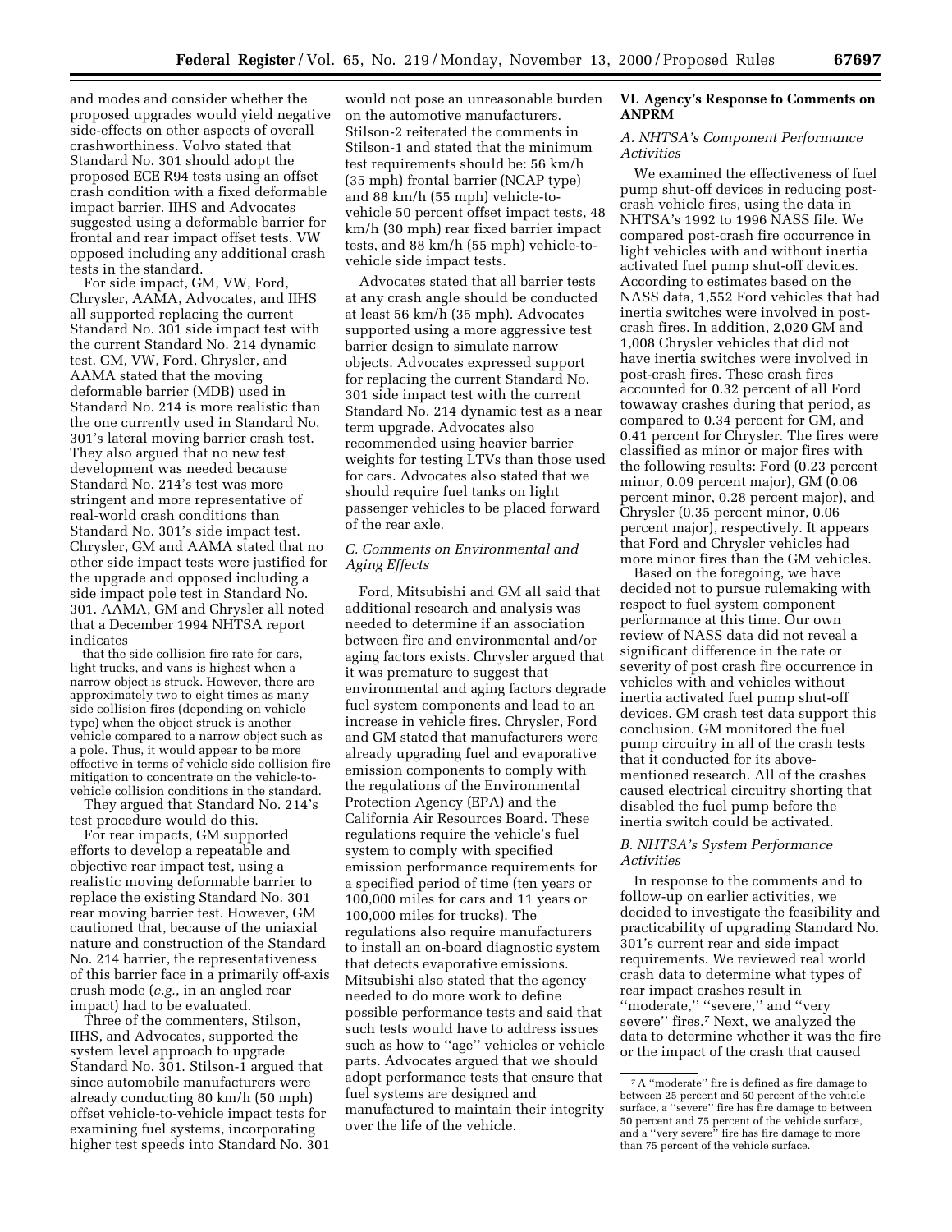and modes and consider whether the proposed upgrades would yield negative side-effects on other aspects of overall crashworthiness. Volvo stated that Standard No. 301 should adopt the proposed ECE R94 tests using an offset crash condition with a fixed deformable impact barrier. IIHS and Advocates suggested using a deformable barrier for frontal and rear impact offset tests. VW opposed including any additional crash tests in the standard.

For side impact, GM, VW, Ford, Chrysler, AAMA, Advocates, and IIHS all supported replacing the current Standard No. 301 side impact test with the current Standard No. 214 dynamic test. GM, VW, Ford, Chrysler, and AAMA stated that the moving deformable barrier (MDB) used in Standard No. 214 is more realistic than the one currently used in Standard No. 301's lateral moving barrier crash test. They also argued that no new test development was needed because Standard No. 214's test was more stringent and more representative of real-world crash conditions than Standard No. 301's side impact test. Chrysler, GM and AAMA stated that no other side impact tests were justified for the upgrade and opposed including a side impact pole test in Standard No. 301. AAMA, GM and Chrysler all noted that a December 1994 NHTSA report indicates

> that the side collision fire rate for cars, light trucks, and vans is highest when a narrow object is struck. However, there are approximately two to eight times as many side collision fires (depending on vehicle type) when the object struck is another vehicle compared to a narrow object such as a pole. Thus, it would appear to be more effective in terms of vehicle side collision fire mitigation to concentrate on the vehicle-to-vehicle collision conditions in the standard.

They argued that Standard No. 214's test procedure would do this.

For rear impacts, GM supported efforts to develop a repeatable and objective rear impact test, using a realistic moving deformable barrier to replace the existing Standard No. 301 rear moving barrier test. However, GM cautioned that, because of the uniaxial nature and construction of the Standard No. 214 barrier, the representativeness of this barrier face in a primarily off-axis crush mode (*e.g.*, in an angled rear impact) had to be evaluated.

Three of the commenters, Stilson, IIHS, and Advocates, supported the system level approach to upgrade Standard No. 301. Stilson-1 argued that since automobile manufacturers were already conducting 80 km/h (50 mph) offset vehicle-to-vehicle impact tests for examining fuel systems, incorporating higher test speeds into Standard No. 301 would not pose an unreasonable burden on the automotive manufacturers. Stilson-2 reiterated the comments in Stilson-1 and stated that the minimum test requirements should be: 56 km/h (35 mph) frontal barrier (NCAP type) and 88 km/h (55 mph) vehicle-to-vehicle 50 percent offset impact tests, 48 km/h (30 mph) rear fixed barrier impact tests, and 88 km/h (55 mph) vehicle-to-vehicle side impact tests.

Advocates stated that all barrier tests at any crash angle should be conducted at least 56 km/h (35 mph). Advocates supported using a more aggressive test barrier design to simulate narrow objects. Advocates expressed support for replacing the current Standard No. 301 side impact test with the current Standard No. 214 dynamic test as a near term upgrade. Advocates also recommended using heavier barrier weights for testing LTVs than those used for cars. Advocates also stated that we should require fuel tanks on light passenger vehicles to be placed forward of the rear axle.

### *C. Comments on Environmental and Aging Effects*

Ford, Mitsubishi and GM all said that additional research and analysis was needed to determine if an association between fire and environmental and/or aging factors exists. Chrysler argued that it was premature to suggest that environmental and aging factors degrade fuel system components and lead to an increase in vehicle fires. Chrysler, Ford and GM stated that manufacturers were already upgrading fuel and evaporative emission components to comply with the regulations of the Environmental Protection Agency (EPA) and the California Air Resources Board. These regulations require the vehicle's fuel system to comply with specified emission performance requirements for a specified period of time (ten years or 100,000 miles for cars and 11 years or 100,000 miles for trucks). The regulations also require manufacturers to install an on-board diagnostic system that detects evaporative emissions. Mitsubishi also stated that the agency needed to do more work to define possible performance tests and said that such tests would have to address issues such as how to "age" vehicles or vehicle parts. Advocates argued that we should adopt performance tests that ensure that fuel systems are designed and manufactured to maintain their integrity over the life of the vehicle.

## VI. Agency's Response to Comments on ANPRM

### *A. NHTSA's Component Performance Activities*

We examined the effectiveness of fuel pump shut-off devices in reducing post-crash vehicle fires, using the data in NHTSA's 1992 to 1996 NASS file. We compared post-crash fire occurrence in light vehicles with and without inertia activated fuel pump shut-off devices. According to estimates based on the NASS data, 1,552 Ford vehicles that had inertia switches were involved in post-crash fires. In addition, 2,020 GM and 1,008 Chrysler vehicles that did not have inertia switches were involved in post-crash fires. These crash fires accounted for 0.32 percent of all Ford towaway crashes during that period, as compared to 0.34 percent for GM, and 0.41 percent for Chrysler. The fires were classified as minor or major fires with the following results: Ford (0.23 percent minor, 0.09 percent major), GM (0.06 percent minor, 0.28 percent major), and Chrysler (0.35 percent minor, 0.06 percent major), respectively. It appears that Ford and Chrysler vehicles had more minor fires than the GM vehicles.

Based on the foregoing, we have decided not to pursue rulemaking with respect to fuel system component performance at this time. Our own review of NASS data did not reveal a significant difference in the rate or severity of post crash fire occurrence in vehicles with and vehicles without inertia activated fuel pump shut-off devices. GM crash test data support this conclusion. GM monitored the fuel pump circuitry in all of the crash tests that it conducted for its above-mentioned research. All of the crashes caused electrical circuitry shorting that disabled the fuel pump before the inertia switch could be activated.

### *B. NHTSA's System Performance Activities*

In response to the comments and to follow-up on earlier activities, we decided to investigate the feasibility and practicability of upgrading Standard No. 301's current rear and side impact requirements. We reviewed real world crash data to determine what types of rear impact crashes result in "moderate," "severe," and "very severe" fires.[7] Next, we analyzed the data to determine whether it was the fire or the impact of the crash that caused

---

[7] A "moderate" fire is defined as fire damage to between 25 percent and 50 percent of the vehicle surface, a "severe" fire has fire damage to between 50 percent and 75 percent of the vehicle surface, and a "very severe" fire has fire damage to more than 75 percent of the vehicle surface.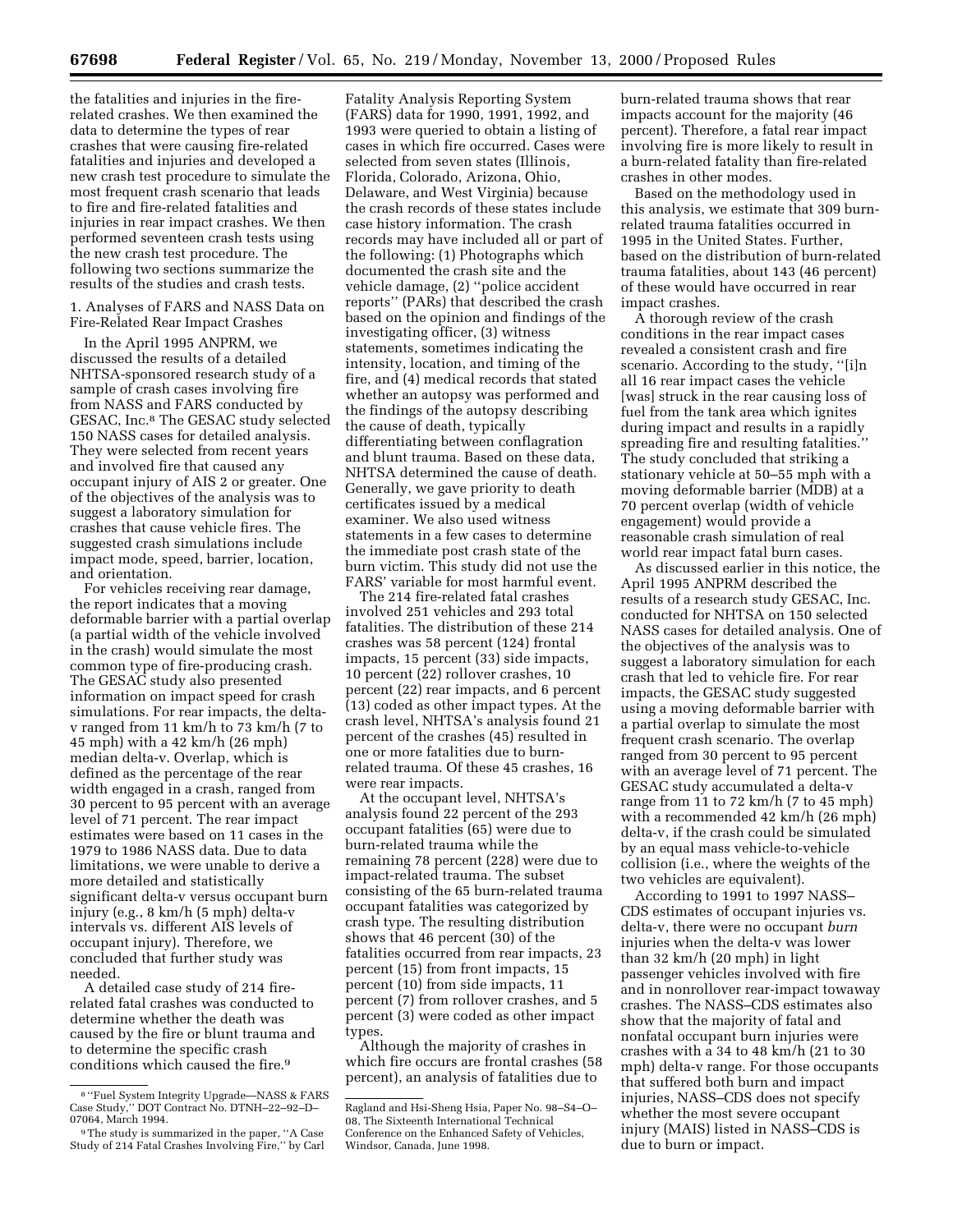the fatalities and injuries in the fire-related crashes. We then examined the data to determine the types of rear crashes that were causing fire-related fatalities and injuries and developed a new crash test procedure to simulate the most frequent crash scenario that leads to fire and fire-related fatalities and injuries in rear impact crashes. We then performed seventeen crash tests using the new crash test procedure. The following two sections summarize the results of the studies and crash tests.

1. Analyses of FARS and NASS Data on Fire-Related Rear Impact Crashes

In the April 1995 ANPRM, we discussed the results of a detailed NHTSA-sponsored research study of a sample of crash cases involving fire from NASS and FARS conducted by GESAC, Inc.[8] The GESAC study selected 150 NASS cases for detailed analysis. They were selected from recent years and involved fire that caused any occupant injury of AIS 2 or greater. One of the objectives of the analysis was to suggest a laboratory simulation for crashes that cause vehicle fires. The suggested crash simulations include impact mode, speed, barrier, location, and orientation.

For vehicles receiving rear damage, the report indicates that a moving deformable barrier with a partial overlap (a partial width of the vehicle involved in the crash) would simulate the most common type of fire-producing crash. The GESAC study also presented information on impact speed for crash simulations. For rear impacts, the delta-v ranged from 11 km/h to 73 km/h (7 to 45 mph) with a 42 km/h (26 mph) median delta-v. Overlap, which is defined as the percentage of the rear width engaged in a crash, ranged from 30 percent to 95 percent with an average level of 71 percent. The rear impact estimates were based on 11 cases in the 1979 to 1986 NASS data. Due to data limitations, we were unable to derive a more detailed and statistically significant delta-v versus occupant burn injury (e.g., 8 km/h (5 mph) delta-v intervals vs. different AIS levels of occupant injury). Therefore, we concluded that further study was needed.

A detailed case study of 214 fire-related fatal crashes was conducted to determine whether the death was caused by the fire or blunt trauma and to determine the specific crash conditions which caused the fire.[9] Fatality Analysis Reporting System (FARS) data for 1990, 1991, 1992, and 1993 were queried to obtain a listing of cases in which fire occurred. Cases were selected from seven states (Illinois, Florida, Colorado, Arizona, Ohio, Delaware, and West Virginia) because the crash records of these states include case history information. The crash records may have included all or part of the following: (1) Photographs which documented the crash site and the vehicle damage, (2) ''police accident reports'' (PARs) that described the crash based on the opinion and findings of the investigating officer, (3) witness statements, sometimes indicating the intensity, location, and timing of the fire, and (4) medical records that stated whether an autopsy was performed and the findings of the autopsy describing the cause of death, typically differentiating between conflagration and blunt trauma. Based on these data, NHTSA determined the cause of death. Generally, we gave priority to death certificates issued by a medical examiner. We also used witness statements in a few cases to determine the immediate post crash state of the burn victim. This study did not use the FARS' variable for most harmful event.

The 214 fire-related fatal crashes involved 251 vehicles and 293 total fatalities. The distribution of these 214 crashes was 58 percent (124) frontal impacts, 15 percent (33) side impacts, 10 percent (22) rollover crashes, 10 percent (22) rear impacts, and 6 percent (13) coded as other impact types. At the crash level, NHTSA's analysis found 21 percent of the crashes (45) resulted in one or more fatalities due to burn-related trauma. Of these 45 crashes, 16 were rear impacts.

At the occupant level, NHTSA's analysis found 22 percent of the 293 occupant fatalities (65) were due to burn-related trauma while the remaining 78 percent (228) were due to impact-related trauma. The subset consisting of the 65 burn-related trauma occupant fatalities was categorized by crash type. The resulting distribution shows that 46 percent (30) of the fatalities occurred from rear impacts, 23 percent (15) from front impacts, 15 percent (10) from side impacts, 11 percent (7) from rollover crashes, and 5 percent (3) were coded as other impact types.

Although the majority of crashes in which fire occurs are frontal crashes (58 percent), an analysis of fatalities due to burn-related trauma shows that rear impacts account for the majority (46 percent). Therefore, a fatal rear impact involving fire is more likely to result in a burn-related fatality than fire-related crashes in other modes.

Based on the methodology used in this analysis, we estimate that 309 burn-related trauma fatalities occurred in 1995 in the United States. Further, based on the distribution of burn-related trauma fatalities, about 143 (46 percent) of these would have occurred in rear impact crashes.

A thorough review of the crash conditions in the rear impact cases revealed a consistent crash and fire scenario. According to the study, ''[i]n all 16 rear impact cases the vehicle [was] struck in the rear causing loss of fuel from the tank area which ignites during impact and results in a rapidly spreading fire and resulting fatalities.'' The study concluded that striking a stationary vehicle at 50–55 mph with a moving deformable barrier (MDB) at a 70 percent overlap (width of vehicle engagement) would provide a reasonable crash simulation of real world rear impact fatal burn cases.

As discussed earlier in this notice, the April 1995 ANPRM described the results of a research study GESAC, Inc. conducted for NHTSA on 150 selected NASS cases for detailed analysis. One of the objectives of the analysis was to suggest a laboratory simulation for each crash that led to vehicle fire. For rear impacts, the GESAC study suggested using a moving deformable barrier with a partial overlap to simulate the most frequent crash scenario. The overlap ranged from 30 percent to 95 percent with an average level of 71 percent. The GESAC study accumulated a delta-v range from 11 to 72 km/h (7 to 45 mph) with a recommended 42 km/h (26 mph) delta-v, if the crash could be simulated by an equal mass vehicle-to-vehicle collision (i.e., where the weights of the two vehicles are equivalent).

According to 1991 to 1997 NASS–CDS estimates of occupant injuries vs. delta-v, there were no occupant *burn* injuries when the delta-v was lower than 32 km/h (20 mph) in light passenger vehicles involved with fire and in nonrollover rear-impact towaway crashes. The NASS–CDS estimates also show that the majority of fatal and nonfatal occupant burn injuries were crashes with a 34 to 48 km/h (21 to 30 mph) delta-v range. For those occupants that suffered both burn and impact injuries, NASS–CDS does not specify whether the most severe occupant injury (MAIS) listed in NASS–CDS is due to burn or impact.

---

[8] ''Fuel System Integrity Upgrade—NASS & FARS Case Study,'' DOT Contract No. DTNH–22–92–D–07064, March 1994.

[9] The study is summarized in the paper, ''A Case Study of 214 Fatal Crashes Involving Fire,'' by Carl Ragland and Hsi-Sheng Hsia, Paper No. 98–S4–O–08, The Sixteenth International Technical Conference on the Enhanced Safety of Vehicles, Windsor, Canada, June 1998.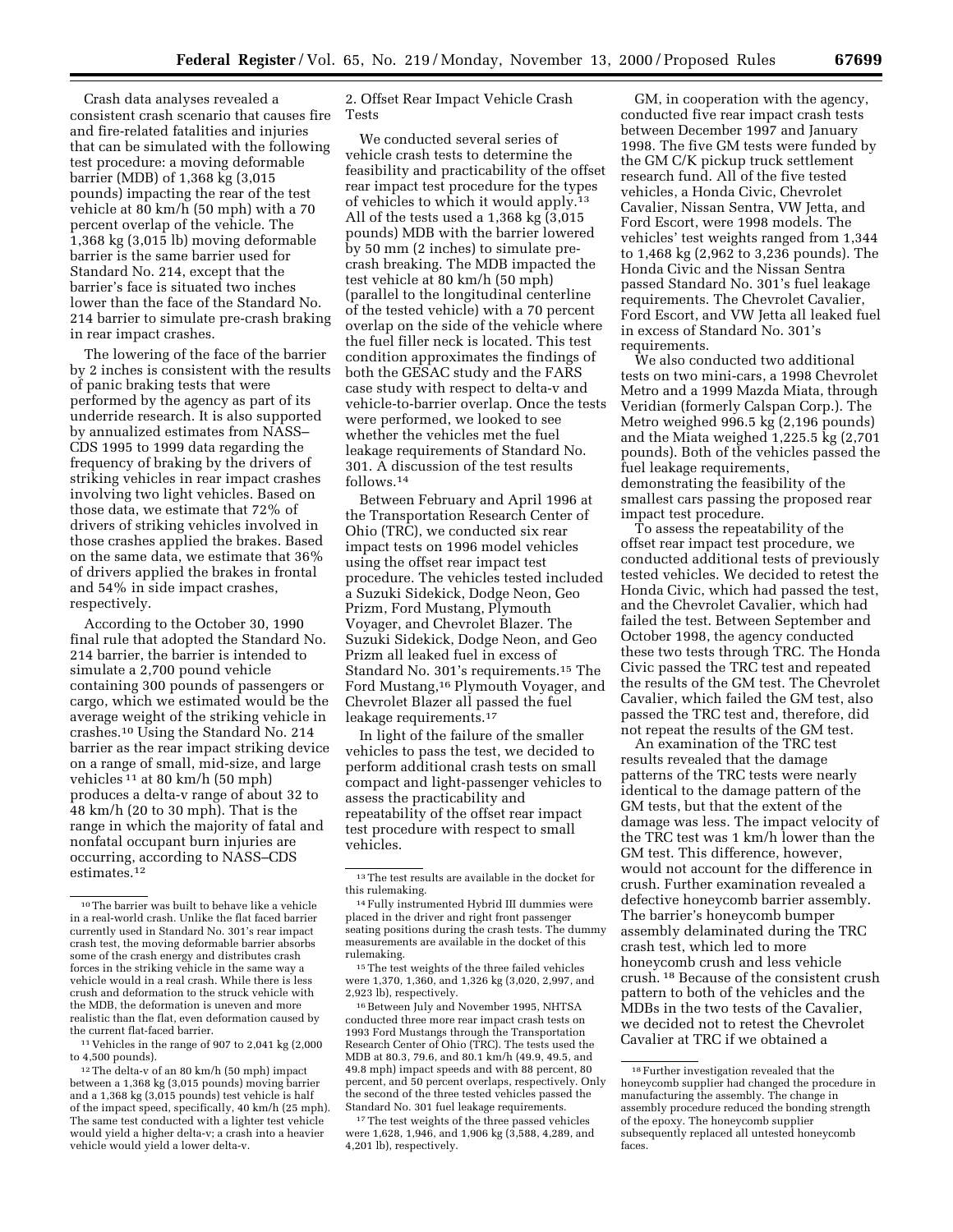Crash data analyses revealed a consistent crash scenario that causes fire and fire-related fatalities and injuries that can be simulated with the following test procedure: a moving deformable barrier (MDB) of 1,368 kg (3,015 pounds) impacting the rear of the test vehicle at 80 km/h (50 mph) with a 70 percent overlap of the vehicle. The 1,368 kg (3,015 lb) moving deformable barrier is the same barrier used for Standard No. 214, except that the barrier's face is situated two inches lower than the face of the Standard No. 214 barrier to simulate pre-crash braking in rear impact crashes.

The lowering of the face of the barrier by 2 inches is consistent with the results of panic braking tests that were performed by the agency as part of its underride research. It is also supported by annualized estimates from NASS–CDS 1995 to 1999 data regarding the frequency of braking by the drivers of striking vehicles in rear impact crashes involving two light vehicles. Based on those data, we estimate that 72% of drivers of striking vehicles involved in those crashes applied the brakes. Based on the same data, we estimate that 36% of drivers applied the brakes in frontal and 54% in side impact crashes, respectively.

According to the October 30, 1990 final rule that adopted the Standard No. 214 barrier, the barrier is intended to simulate a 2,700 pound vehicle containing 300 pounds of passengers or cargo, which we estimated would be the average weight of the striking vehicle in crashes.[10] Using the Standard No. 214 barrier as the rear impact striking device on a range of small, mid-size, and large vehicles [11] at 80 km/h (50 mph) produces a delta-v range of about 32 to 48 km/h (20 to 30 mph). That is the range in which the majority of fatal and nonfatal occupant burn injuries are occurring, according to NASS–CDS estimates.[12]

2. Offset Rear Impact Vehicle Crash Tests

We conducted several series of vehicle crash tests to determine the feasibility and practicability of the offset rear impact test procedure for the types of vehicles to which it would apply.[13] All of the tests used a 1,368 kg (3,015 pounds) MDB with the barrier lowered by 50 mm (2 inches) to simulate pre-crash breaking. The MDB impacted the test vehicle at 80 km/h (50 mph) (parallel to the longitudinal centerline of the tested vehicle) with a 70 percent overlap on the side of the vehicle where the fuel filler neck is located. This test condition approximates the findings of both the GESAC study and the FARS case study with respect to delta-v and vehicle-to-barrier overlap. Once the tests were performed, we looked to see whether the vehicles met the fuel leakage requirements of Standard No. 301. A discussion of the test results follows.[14]

Between February and April 1996 at the Transportation Research Center of Ohio (TRC), we conducted six rear impact tests on 1996 model vehicles using the offset rear impact test procedure. The vehicles tested included a Suzuki Sidekick, Dodge Neon, Geo Prizm, Ford Mustang, Plymouth Voyager, and Chevrolet Blazer. The Suzuki Sidekick, Dodge Neon, and Geo Prizm all leaked fuel in excess of Standard No. 301's requirements.[15] The Ford Mustang,[16] Plymouth Voyager, and Chevrolet Blazer all passed the fuel leakage requirements.[17]

In light of the failure of the smaller vehicles to pass the test, we decided to perform additional crash tests on small compact and light-passenger vehicles to assess the practicability and repeatability of the offset rear impact test procedure with respect to small vehicles.

GM, in cooperation with the agency, conducted five rear impact crash tests between December 1997 and January 1998. The five GM tests were funded by the GM C/K pickup truck settlement research fund. All of the five tested vehicles, a Honda Civic, Chevrolet Cavalier, Nissan Sentra, VW Jetta, and Ford Escort, were 1998 models. The vehicles' test weights ranged from 1,344 to 1,468 kg (2,962 to 3,236 pounds). The Honda Civic and the Nissan Sentra passed Standard No. 301's fuel leakage requirements. The Chevrolet Cavalier, Ford Escort, and VW Jetta all leaked fuel in excess of Standard No. 301's requirements.

We also conducted two additional tests on two mini-cars, a 1998 Chevrolet Metro and a 1999 Mazda Miata, through Veridian (formerly Calspan Corp.). The Metro weighed 996.5 kg (2,196 pounds) and the Miata weighed 1,225.5 kg (2,701 pounds). Both of the vehicles passed the fuel leakage requirements, demonstrating the feasibility of the smallest cars passing the proposed rear impact test procedure.

To assess the repeatability of the offset rear impact test procedure, we conducted additional tests of previously tested vehicles. We decided to retest the Honda Civic, which had passed the test, and the Chevrolet Cavalier, which had failed the test. Between September and October 1998, the agency conducted these two tests through TRC. The Honda Civic passed the TRC test and repeated the results of the GM test. The Chevrolet Cavalier, which failed the GM test, also passed the TRC test and, therefore, did not repeat the results of the GM test.

An examination of the TRC test results revealed that the damage patterns of the TRC tests were nearly identical to the damage pattern of the GM tests, but that the extent of the damage was less. The impact velocity of the TRC test was 1 km/h lower than the GM test. This difference, however, would not account for the difference in crush. Further examination revealed a defective honeycomb barrier assembly. The barrier's honeycomb bumper assembly delaminated during the TRC crash test, which led to more honeycomb crush and less vehicle crush.[18] Because of the consistent crush pattern to both of the vehicles and the MDBs in the two tests of the Cavalier, we decided not to retest the Chevrolet Cavalier at TRC if we obtained a

---

[10] The barrier was built to behave like a vehicle in a real-world crash. Unlike the flat faced barrier currently used in Standard No. 301's rear impact crash test, the moving deformable barrier absorbs some of the crash energy and distributes crash forces in the striking vehicle in the same way a vehicle would in a real crash. While there is less crush and deformation to the struck vehicle with the MDB, the deformation is uneven and more realistic than the flat, even deformation caused by the current flat-faced barrier.

[11] Vehicles in the range of 907 to 2,041 kg (2,000 to 4,500 pounds).

[12] The delta-v of an 80 km/h (50 mph) impact between a 1,368 kg (3,015 pounds) moving barrier and a 1,368 kg (3,015 pounds) test vehicle is half of the impact speed, specifically, 40 km/h (25 mph). The same test conducted with a lighter test vehicle would yield a higher delta-v; a crash into a heavier vehicle would yield a lower delta-v.

[13] The test results are available in the docket for this rulemaking.

[14] Fully instrumented Hybrid III dummies were placed in the driver and right front passenger seating positions during the crash tests. The dummy measurements are available in the docket of this rulemaking.

[15] The test weights of the three failed vehicles were 1,370, 1,360, and 1,326 kg (3,020, 2,997, and 2,923 lb), respectively.

[16] Between July and November 1995, NHTSA conducted three more rear impact crash tests on 1993 Ford Mustangs through the Transportation Research Center of Ohio (TRC). The tests used the MDB at 80.3, 79.6, and 80.1 km/h (49.9, 49.5, and 49.8 mph) impact speeds and with 88 percent, 80 percent, and 50 percent overlaps, respectively. Only the second of the three tested vehicles passed the Standard No. 301 fuel leakage requirements.

[17] The test weights of the three passed vehicles were 1,628, 1,946, and 1,906 kg (3,588, 4,289, and 4,201 lb), respectively.

[18] Further investigation revealed that the honeycomb supplier had changed the procedure in manufacturing the assembly. The change in assembly procedure reduced the bonding strength of the epoxy. The honeycomb supplier subsequently replaced all untested honeycomb faces.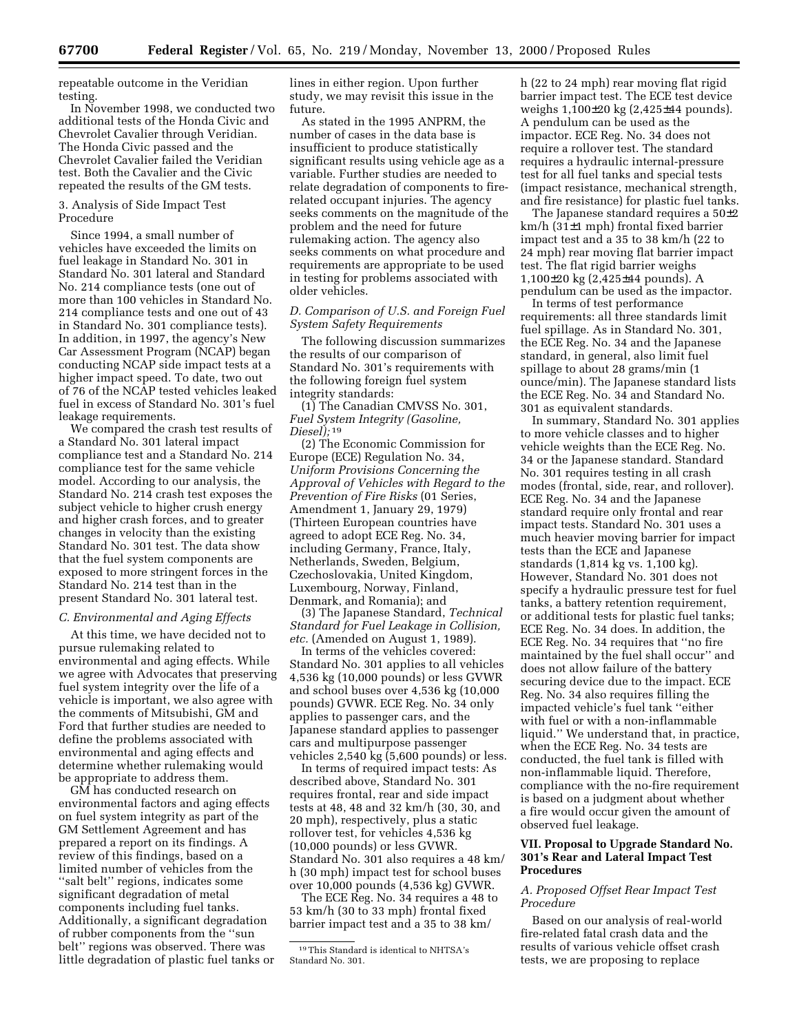repeatable outcome in the Veridian testing.

In November 1998, we conducted two additional tests of the Honda Civic and Chevrolet Cavalier through Veridian. The Honda Civic passed and the Chevrolet Cavalier failed the Veridian test. Both the Cavalier and the Civic repeated the results of the GM tests.

3. Analysis of Side Impact Test Procedure

Since 1994, a small number of vehicles have exceeded the limits on fuel leakage in Standard No. 301 in Standard No. 301 lateral and Standard No. 214 compliance tests (one out of more than 100 vehicles in Standard No. 214 compliance tests and one out of 43 in Standard No. 301 compliance tests). In addition, in 1997, the agency's New Car Assessment Program (NCAP) began conducting NCAP side impact tests at a higher impact speed. To date, two out of 76 of the NCAP tested vehicles leaked fuel in excess of Standard No. 301's fuel leakage requirements.

We compared the crash test results of a Standard No. 301 lateral impact compliance test and a Standard No. 214 compliance test for the same vehicle model. According to our analysis, the Standard No. 214 crash test exposes the subject vehicle to higher crush energy and higher crash forces, and to greater changes in velocity than the existing Standard No. 301 test. The data show that the fuel system components are exposed to more stringent forces in the Standard No. 214 test than in the present Standard No. 301 lateral test.

### *C. Environmental and Aging Effects*

At this time, we have decided not to pursue rulemaking related to environmental and aging effects. While we agree with Advocates that preserving fuel system integrity over the life of a vehicle is important, we also agree with the comments of Mitsubishi, GM and Ford that further studies are needed to define the problems associated with environmental and aging effects and determine whether rulemaking would be appropriate to address them.

GM has conducted research on environmental factors and aging effects on fuel system integrity as part of the GM Settlement Agreement and has prepared a report on its findings. A review of this findings, based on a limited number of vehicles from the ''salt belt'' regions, indicates some significant degradation of metal components including fuel tanks. Additionally, a significant degradation of rubber components from the ''sun belt'' regions was observed. There was little degradation of plastic fuel tanks or lines in either region. Upon further study, we may revisit this issue in the future.

As stated in the 1995 ANPRM, the number of cases in the data base is insufficient to produce statistically significant results using vehicle age as a variable. Further studies are needed to relate degradation of components to fire-related occupant injuries. The agency seeks comments on the magnitude of the problem and the need for future rulemaking action. The agency also seeks comments on what procedure and requirements are appropriate to be used in testing for problems associated with older vehicles.

### *D. Comparison of U.S. and Foreign Fuel System Safety Requirements*

The following discussion summarizes the results of our comparison of Standard No. 301's requirements with the following foreign fuel system integrity standards:

(1) The Canadian CMVSS No. 301, *Fuel System Integrity (Gasoline, Diesel);*[19]

(2) The Economic Commission for Europe (ECE) Regulation No. 34, *Uniform Provisions Concerning the Approval of Vehicles with Regard to the Prevention of Fire Risks* (01 Series, Amendment 1, January 29, 1979) (Thirteen European countries have agreed to adopt ECE Reg. No. 34, including Germany, France, Italy, Netherlands, Sweden, Belgium, Czechoslovakia, United Kingdom, Luxembourg, Norway, Finland, Denmark, and Romania); and

(3) The Japanese Standard, *Technical Standard for Fuel Leakage in Collision, etc.* (Amended on August 1, 1989).

In terms of the vehicles covered: Standard No. 301 applies to all vehicles 4,536 kg (10,000 pounds) or less GVWR and school buses over 4,536 kg (10,000 pounds) GVWR. ECE Reg. No. 34 only applies to passenger cars, and the Japanese standard applies to passenger cars and multipurpose passenger vehicles 2,540 kg (5,600 pounds) or less.

In terms of required impact tests: As described above, Standard No. 301 requires frontal, rear and side impact tests at 48, 48 and 32 km/h (30, 30, and 20 mph), respectively, plus a static rollover test, for vehicles 4,536 kg (10,000 pounds) or less GVWR. Standard No. 301 also requires a 48 km/h (30 mph) impact test for school buses over 10,000 pounds (4,536 kg) GVWR.

The ECE Reg. No. 34 requires a 48 to 53 km/h (30 to 33 mph) frontal fixed barrier impact test and a 35 to 38 km/h (22 to 24 mph) rear moving flat rigid barrier impact test. The ECE test device weighs 1,100±20 kg (2,425±44 pounds). A pendulum can be used as the impactor. ECE Reg. No. 34 does not require a rollover test. The standard requires a hydraulic internal-pressure test for all fuel tanks and special tests (impact resistance, mechanical strength, and fire resistance) for plastic fuel tanks.

The Japanese standard requires a 50±2 km/h (31±1 mph) frontal fixed barrier impact test and a 35 to 38 km/h (22 to 24 mph) rear moving flat barrier impact test. The flat rigid barrier weighs 1,100±20 kg (2,425±44 pounds). A pendulum can be used as the impactor.

In terms of test performance requirements: all three standards limit fuel spillage. As in Standard No. 301, the ECE Reg. No. 34 and the Japanese standard, in general, also limit fuel spillage to about 28 grams/min (1 ounce/min). The Japanese standard lists the ECE Reg. No. 34 and Standard No. 301 as equivalent standards.

In summary, Standard No. 301 applies to more vehicle classes and to higher vehicle weights than the ECE Reg. No. 34 or the Japanese standard. Standard No. 301 requires testing in all crash modes (frontal, side, rear, and rollover). ECE Reg. No. 34 and the Japanese standard require only frontal and rear impact tests. Standard No. 301 uses a much heavier moving barrier for impact tests than the ECE and Japanese standards (1,814 kg vs. 1,100 kg). However, Standard No. 301 does not specify a hydraulic pressure test for fuel tanks, a battery retention requirement, or additional tests for plastic fuel tanks; ECE Reg. No. 34 does. In addition, the ECE Reg. No. 34 requires that ''no fire maintained by the fuel shall occur'' and does not allow failure of the battery securing device due to the impact. ECE Reg. No. 34 also requires filling the impacted vehicle's fuel tank ''either with fuel or with a non-inflammable liquid.'' We understand that, in practice, when the ECE Reg. No. 34 tests are conducted, the fuel tank is filled with non-inflammable liquid. Therefore, compliance with the no-fire requirement is based on a judgment about whether a fire would occur given the amount of observed fuel leakage.

## VII. Proposal to Upgrade Standard No. 301's Rear and Lateral Impact Test Procedures

### *A. Proposed Offset Rear Impact Test Procedure*

Based on our analysis of real-world fire-related fatal crash data and the results of various vehicle offset crash tests, we are proposing to replace

[19] This Standard is identical to NHTSA's Standard No. 301.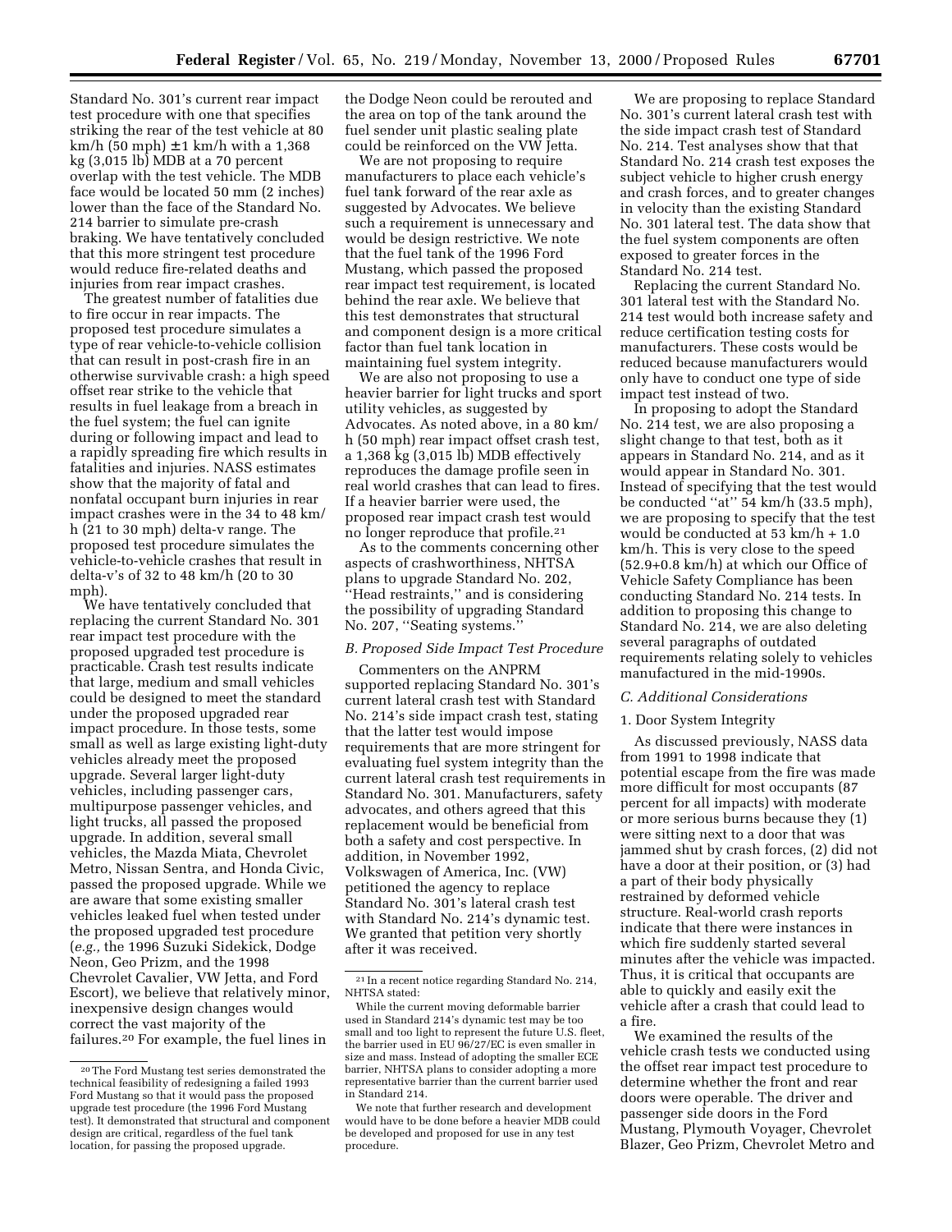Standard No. 301's current rear impact test procedure with one that specifies striking the rear of the test vehicle at 80 km/h (50 mph) ±1 km/h with a 1,368 kg (3,015 lb) MDB at a 70 percent overlap with the test vehicle. The MDB face would be located 50 mm (2 inches) lower than the face of the Standard No. 214 barrier to simulate pre-crash braking. We have tentatively concluded that this more stringent test procedure would reduce fire-related deaths and injuries from rear impact crashes.

The greatest number of fatalities due to fire occur in rear impacts. The proposed test procedure simulates a type of rear vehicle-to-vehicle collision that can result in post-crash fire in an otherwise survivable crash: a high speed offset rear strike to the vehicle that results in fuel leakage from a breach in the fuel system; the fuel can ignite during or following impact and lead to a rapidly spreading fire which results in fatalities and injuries. NASS estimates show that the majority of fatal and nonfatal occupant burn injuries in rear impact crashes were in the 34 to 48 km/h (21 to 30 mph) delta-v range. The proposed test procedure simulates the vehicle-to-vehicle crashes that result in delta-v's of 32 to 48 km/h (20 to 30 mph).

We have tentatively concluded that replacing the current Standard No. 301 rear impact test procedure with the proposed upgraded test procedure is practicable. Crash test results indicate that large, medium and small vehicles could be designed to meet the standard under the proposed upgraded rear impact procedure. In those tests, some small as well as large existing light-duty vehicles already meet the proposed upgrade. Several larger light-duty vehicles, including passenger cars, multipurpose passenger vehicles, and light trucks, all passed the proposed upgrade. In addition, several small vehicles, the Mazda Miata, Chevrolet Metro, Nissan Sentra, and Honda Civic, passed the proposed upgrade. While we are aware that some existing smaller vehicles leaked fuel when tested under the proposed upgraded test procedure (*e.g.,* the 1996 Suzuki Sidekick, Dodge Neon, Geo Prizm, and the 1998 Chevrolet Cavalier, VW Jetta, and Ford Escort), we believe that relatively minor, inexpensive design changes would correct the vast majority of the failures.[20] For example, the fuel lines in the Dodge Neon could be rerouted and the area on top of the tank around the fuel sender unit plastic sealing plate could be reinforced on the VW Jetta.

We are not proposing to require manufacturers to place each vehicle's fuel tank forward of the rear axle as suggested by Advocates. We believe such a requirement is unnecessary and would be design restrictive. We note that the fuel tank of the 1996 Ford Mustang, which passed the proposed rear impact test requirement, is located behind the rear axle. We believe that this test demonstrates that structural and component design is a more critical factor than fuel tank location in maintaining fuel system integrity.

We are also not proposing to use a heavier barrier for light trucks and sport utility vehicles, as suggested by Advocates. As noted above, in a 80 km/h (50 mph) rear impact offset crash test, a 1,368 kg (3,015 lb) MDB effectively reproduces the damage profile seen in real world crashes that can lead to fires. If a heavier barrier were used, the proposed rear impact crash test would no longer reproduce that profile.[21]

As to the comments concerning other aspects of crashworthiness, NHTSA plans to upgrade Standard No. 202, ''Head restraints,'' and is considering the possibility of upgrading Standard No. 207, ''Seating systems.''

### B. Proposed Side Impact Test Procedure

Commenters on the ANPRM supported replacing Standard No. 301's current lateral crash test with Standard No. 214's side impact crash test, stating that the latter test would impose requirements that are more stringent for evaluating fuel system integrity than the current lateral crash test requirements in Standard No. 301. Manufacturers, safety advocates, and others agreed that this replacement would be beneficial from both a safety and cost perspective. In addition, in November 1992, Volkswagen of America, Inc. (VW) petitioned the agency to replace Standard No. 301's lateral crash test with Standard No. 214's dynamic test. We granted that petition very shortly after it was received.

We are proposing to replace Standard No. 301's current lateral crash test with the side impact crash test of Standard No. 214. Test analyses show that that Standard No. 214 crash test exposes the subject vehicle to higher crush energy and crash forces, and to greater changes in velocity than the existing Standard No. 301 lateral test. The data show that the fuel system components are often exposed to greater forces in the Standard No. 214 test.

Replacing the current Standard No. 301 lateral test with the Standard No. 214 test would both increase safety and reduce certification testing costs for manufacturers. These costs would be reduced because manufacturers would only have to conduct one type of side impact test instead of two.

In proposing to adopt the Standard No. 214 test, we are also proposing a slight change to that test, both as it appears in Standard No. 214, and as it would appear in Standard No. 301. Instead of specifying that the test would be conducted ''at'' 54 km/h (33.5 mph), we are proposing to specify that the test would be conducted at 53 km/h + 1.0 km/h. This is very close to the speed (52.9+0.8 km/h) at which our Office of Vehicle Safety Compliance has been conducting Standard No. 214 tests. In addition to proposing this change to Standard No. 214, we are also deleting several paragraphs of outdated requirements relating solely to vehicles manufactured in the mid-1990s.

### C. Additional Considerations

#### 1. Door System Integrity

As discussed previously, NASS data from 1991 to 1998 indicate that potential escape from the fire was made more difficult for most occupants (87 percent for all impacts) with moderate or more serious burns because they (1) were sitting next to a door that was jammed shut by crash forces, (2) did not have a door at their position, or (3) had a part of their body physically restrained by deformed vehicle structure. Real-world crash reports indicate that there were instances in which fire suddenly started several minutes after the vehicle was impacted. Thus, it is critical that occupants are able to quickly and easily exit the vehicle after a crash that could lead to a fire.

We examined the results of the vehicle crash tests we conducted using the offset rear impact test procedure to determine whether the front and rear doors were operable. The driver and passenger side doors in the Ford Mustang, Plymouth Voyager, Chevrolet Blazer, Geo Prizm, Chevrolet Metro and

---

[20] The Ford Mustang test series demonstrated the technical feasibility of redesigning a failed 1993 Ford Mustang so that it would pass the proposed upgrade test procedure (the 1996 Ford Mustang test). It demonstrated that structural and component design are critical, regardless of the fuel tank location, for passing the proposed upgrade.

[21] In a recent notice regarding Standard No. 214, NHTSA stated:

While the current moving deformable barrier used in Standard 214's dynamic test may be too small and too light to represent the future U.S. fleet, the barrier used in EU 96/27/EC is even smaller in size and mass. Instead of adopting the smaller ECE barrier, NHTSA plans to consider adopting a more representative barrier than the current barrier used in Standard 214.

We note that further research and development would have to be done before a heavier MDB could be developed and proposed for use in any test procedure.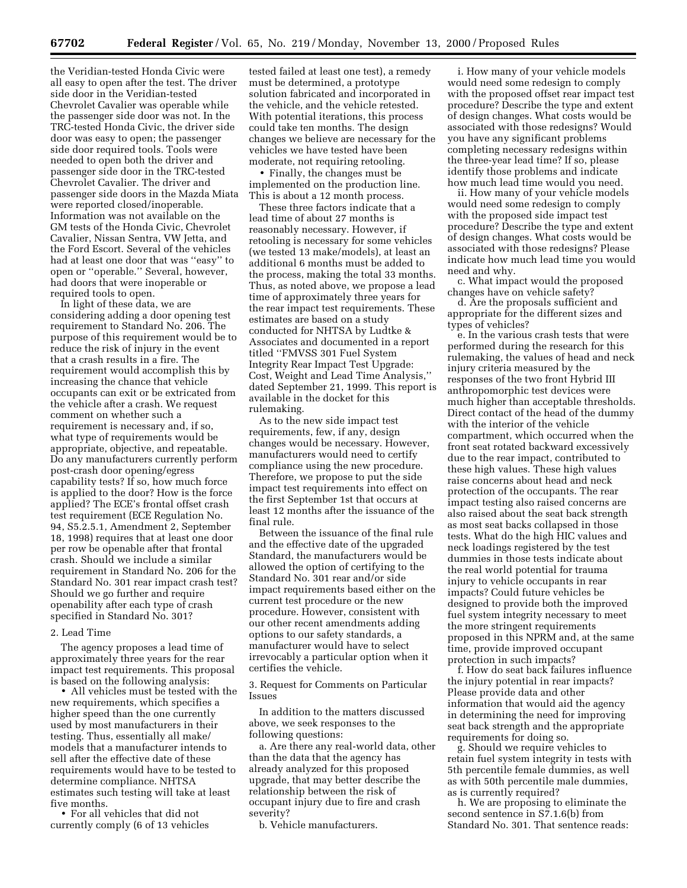the Veridian-tested Honda Civic were all easy to open after the test. The driver side door in the Veridian-tested Chevrolet Cavalier was operable while the passenger side door was not. In the TRC-tested Honda Civic, the driver side door was easy to open; the passenger side door required tools. Tools were needed to open both the driver and passenger side door in the TRC-tested Chevrolet Cavalier. The driver and passenger side doors in the Mazda Miata were reported closed/inoperable. Information was not available on the GM tests of the Honda Civic, Chevrolet Cavalier, Nissan Sentra, VW Jetta, and the Ford Escort. Several of the vehicles had at least one door that was ''easy'' to open or ''operable.'' Several, however, had doors that were inoperable or required tools to open.

In light of these data, we are considering adding a door opening test requirement to Standard No. 206. The purpose of this requirement would be to reduce the risk of injury in the event that a crash results in a fire. The requirement would accomplish this by increasing the chance that vehicle occupants can exit or be extricated from the vehicle after a crash. We request comment on whether such a requirement is necessary and, if so, what type of requirements would be appropriate, objective, and repeatable. Do any manufacturers currently perform post-crash door opening/egress capability tests? If so, how much force is applied to the door? How is the force applied? The ECE's frontal offset crash test requirement (ECE Regulation No. 94, S5.2.5.1, Amendment 2, September 18, 1998) requires that at least one door per row be openable after that frontal crash. Should we include a similar requirement in Standard No. 206 for the Standard No. 301 rear impact crash test? Should we go further and require openability after each type of crash specified in Standard No. 301?

2. Lead Time

The agency proposes a lead time of approximately three years for the rear impact test requirements. This proposal is based on the following analysis:

- All vehicles must be tested with the new requirements, which specifies a higher speed than the one currently used by most manufacturers in their testing. Thus, essentially all make/models that a manufacturer intends to sell after the effective date of these requirements would have to be tested to determine compliance. NHTSA estimates such testing will take at least five months.
- For all vehicles that did not currently comply (6 of 13 vehicles tested failed at least one test), a remedy must be determined, a prototype solution fabricated and incorporated in the vehicle, and the vehicle retested. With potential iterations, this process could take ten months. The design changes we believe are necessary for the vehicles we have tested have been moderate, not requiring retooling.
- Finally, the changes must be implemented on the production line. This is about a 12 month process.

These three factors indicate that a lead time of about 27 months is reasonably necessary. However, if retooling is necessary for some vehicles (we tested 13 make/models), at least an additional 6 months must be added to the process, making the total 33 months. Thus, as noted above, we propose a lead time of approximately three years for the rear impact test requirements. These estimates are based on a study conducted for NHTSA by Ludtke & Associates and documented in a report titled ''FMVSS 301 Fuel System Integrity Rear Impact Test Upgrade: Cost, Weight and Lead Time Analysis,'' dated September 21, 1999. This report is available in the docket for this rulemaking.

As to the new side impact test requirements, few, if any, design changes would be necessary. However, manufacturers would need to certify compliance using the new procedure. Therefore, we propose to put the side impact test requirements into effect on the first September 1st that occurs at least 12 months after the issuance of the final rule.

Between the issuance of the final rule and the effective date of the upgraded Standard, the manufacturers would be allowed the option of certifying to the Standard No. 301 rear and/or side impact requirements based either on the current test procedure or the new procedure. However, consistent with our other recent amendments adding options to our safety standards, a manufacturer would have to select irrevocably a particular option when it certifies the vehicle.

3. Request for Comments on Particular Issues

In addition to the matters discussed above, we seek responses to the following questions:

a. Are there any real-world data, other than the data that the agency has already analyzed for this proposed upgrade, that may better describe the relationship between the risk of occupant injury due to fire and crash severity?

b. Vehicle manufacturers.

i. How many of your vehicle models would need some redesign to comply with the proposed offset rear impact test procedure? Describe the type and extent of design changes. What costs would be associated with those redesigns? Would you have any significant problems completing necessary redesigns within the three-year lead time? If so, please identify those problems and indicate how much lead time would you need.

ii. How many of your vehicle models would need some redesign to comply with the proposed side impact test procedure? Describe the type and extent of design changes. What costs would be associated with those redesigns? Please indicate how much lead time you would need and why.

c. What impact would the proposed changes have on vehicle safety?

d. Are the proposals sufficient and appropriate for the different sizes and types of vehicles?

e. In the various crash tests that were performed during the research for this rulemaking, the values of head and neck injury criteria measured by the responses of the two front Hybrid III anthropomorphic test devices were much higher than acceptable thresholds. Direct contact of the head of the dummy with the interior of the vehicle compartment, which occurred when the front seat rotated backward excessively due to the rear impact, contributed to these high values. These high values raise concerns about head and neck protection of the occupants. The rear impact testing also raised concerns are also raised about the seat back strength as most seat backs collapsed in those tests. What do the high HIC values and neck loadings registered by the test dummies in those tests indicate about the real world potential for trauma injury to vehicle occupants in rear impacts? Could future vehicles be designed to provide both the improved fuel system integrity necessary to meet the more stringent requirements proposed in this NPRM and, at the same time, provide improved occupant protection in such impacts?

f. How do seat back failures influence the injury potential in rear impacts? Please provide data and other information that would aid the agency in determining the need for improving seat back strength and the appropriate requirements for doing so.

g. Should we require vehicles to retain fuel system integrity in tests with 5th percentile female dummies, as well as with 50th percentile male dummies, as is currently required?

h. We are proposing to eliminate the second sentence in S7.1.6(b) from Standard No. 301. That sentence reads: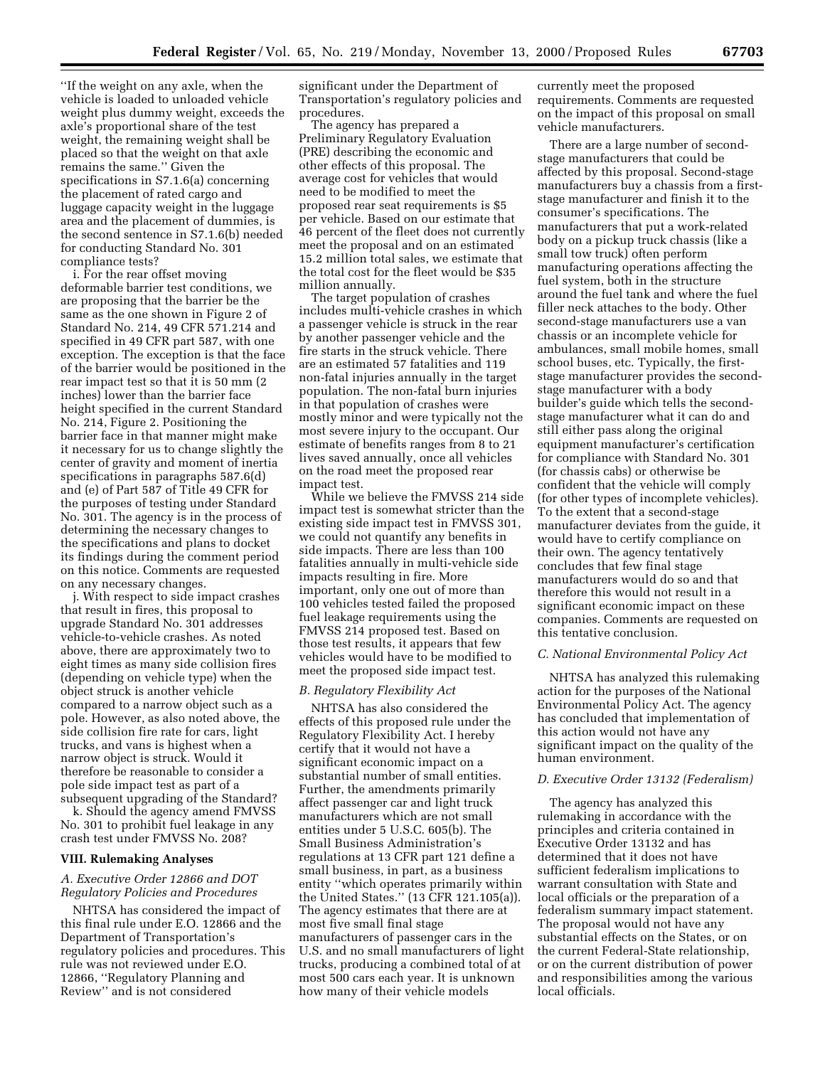"If the weight on any axle, when the vehicle is loaded to unloaded vehicle weight plus dummy weight, exceeds the axle's proportional share of the test weight, the remaining weight shall be placed so that the weight on that axle remains the same." Given the specifications in S7.1.6(a) concerning the placement of rated cargo and luggage capacity weight in the luggage area and the placement of dummies, is the second sentence in S7.1.6(b) needed for conducting Standard No. 301 compliance tests?

i. For the rear offset moving deformable barrier test conditions, we are proposing that the barrier be the same as the one shown in Figure 2 of Standard No. 214, 49 CFR 571.214 and specified in 49 CFR part 587, with one exception. The exception is that the face of the barrier would be positioned in the rear impact test so that it is 50 mm (2 inches) lower than the barrier face height specified in the current Standard No. 214, Figure 2. Positioning the barrier face in that manner might make it necessary for us to change slightly the center of gravity and moment of inertia specifications in paragraphs 587.6(d) and (e) of Part 587 of Title 49 CFR for the purposes of testing under Standard No. 301. The agency is in the process of determining the necessary changes to the specifications and plans to docket its findings during the comment period on this notice. Comments are requested on any necessary changes.

j. With respect to side impact crashes that result in fires, this proposal to upgrade Standard No. 301 addresses vehicle-to-vehicle crashes. As noted above, there are approximately two to eight times as many side collision fires (depending on vehicle type) when the object struck is another vehicle compared to a narrow object such as a pole. However, as also noted above, the side collision fire rate for cars, light trucks, and vans is highest when a narrow object is struck. Would it therefore be reasonable to consider a pole side impact test as part of a subsequent upgrading of the Standard?

k. Should the agency amend FMVSS No. 301 to prohibit fuel leakage in any crash test under FMVSS No. 208?

## VIII. Rulemaking Analyses

### A. Executive Order 12866 and DOT Regulatory Policies and Procedures

NHTSA has considered the impact of this final rule under E.O. 12866 and the Department of Transportation's regulatory policies and procedures. This rule was not reviewed under E.O. 12866, "Regulatory Planning and Review" and is not considered significant under the Department of Transportation's regulatory policies and procedures.

The agency has prepared a Preliminary Regulatory Evaluation (PRE) describing the economic and other effects of this proposal. The average cost for vehicles that would need to be modified to meet the proposed rear seat requirements is $5 per vehicle. Based on our estimate that 46 percent of the fleet does not currently meet the proposal and on an estimated 15.2 million total sales, we estimate that the total cost for the fleet would be $35 million annually.

The target population of crashes includes multi-vehicle crashes in which a passenger vehicle is struck in the rear by another passenger vehicle and the fire starts in the struck vehicle. There are an estimated 57 fatalities and 119 non-fatal injuries annually in the target population. The non-fatal burn injuries in that population of crashes were mostly minor and were typically not the most severe injury to the occupant. Our estimate of benefits ranges from 8 to 21 lives saved annually, once all vehicles on the road meet the proposed rear impact test.

While we believe the FMVSS 214 side impact test is somewhat stricter than the existing side impact test in FMVSS 301, we could not quantify any benefits in side impacts. There are less than 100 fatalities annually in multi-vehicle side impacts resulting in fire. More important, only one out of more than 100 vehicles tested failed the proposed fuel leakage requirements using the FMVSS 214 proposed test. Based on those test results, it appears that few vehicles would have to be modified to meet the proposed side impact test.

### B. Regulatory Flexibility Act

NHTSA has also considered the effects of this proposed rule under the Regulatory Flexibility Act. I hereby certify that it would not have a significant economic impact on a substantial number of small entities. Further, the amendments primarily affect passenger car and light truck manufacturers which are not small entities under 5 U.S.C. 605(b). The Small Business Administration's regulations at 13 CFR part 121 define a small business, in part, as a business entity "which operates primarily within the United States." (13 CFR 121.105(a)). The agency estimates that there are at most five small final stage manufacturers of passenger cars in the U.S. and no small manufacturers of light trucks, producing a combined total of at most 500 cars each year. It is unknown how many of their vehicle models currently meet the proposed requirements. Comments are requested on the impact of this proposal on small vehicle manufacturers.

There are a large number of second-stage manufacturers that could be affected by this proposal. Second-stage manufacturers buy a chassis from a first-stage manufacturer and finish it to the consumer's specifications. The manufacturers that put a work-related body on a pickup truck chassis (like a small tow truck) often perform manufacturing operations affecting the fuel system, both in the structure around the fuel tank and where the fuel filler neck attaches to the body. Other second-stage manufacturers use a van chassis or an incomplete vehicle for ambulances, small mobile homes, small school buses, etc. Typically, the first-stage manufacturer provides the second-stage manufacturer with a body builder's guide which tells the second-stage manufacturer what it can do and still either pass along the original equipment manufacturer's certification for compliance with Standard No. 301 (for chassis cabs) or otherwise be confident that the vehicle will comply (for other types of incomplete vehicles). To the extent that a second-stage manufacturer deviates from the guide, it would have to certify compliance on their own. The agency tentatively concludes that few final stage manufacturers would do so and that therefore this would not result in a significant economic impact on these companies. Comments are requested on this tentative conclusion.

### C. National Environmental Policy Act

NHTSA has analyzed this rulemaking action for the purposes of the National Environmental Policy Act. The agency has concluded that implementation of this action would not have any significant impact on the quality of the human environment.

### D. Executive Order 13132 (Federalism)

The agency has analyzed this rulemaking in accordance with the principles and criteria contained in Executive Order 13132 and has determined that it does not have sufficient federalism implications to warrant consultation with State and local officials or the preparation of a federalism summary impact statement. The proposal would not have any substantial effects on the States, or on the current Federal-State relationship, or on the current distribution of power and responsibilities among the various local officials.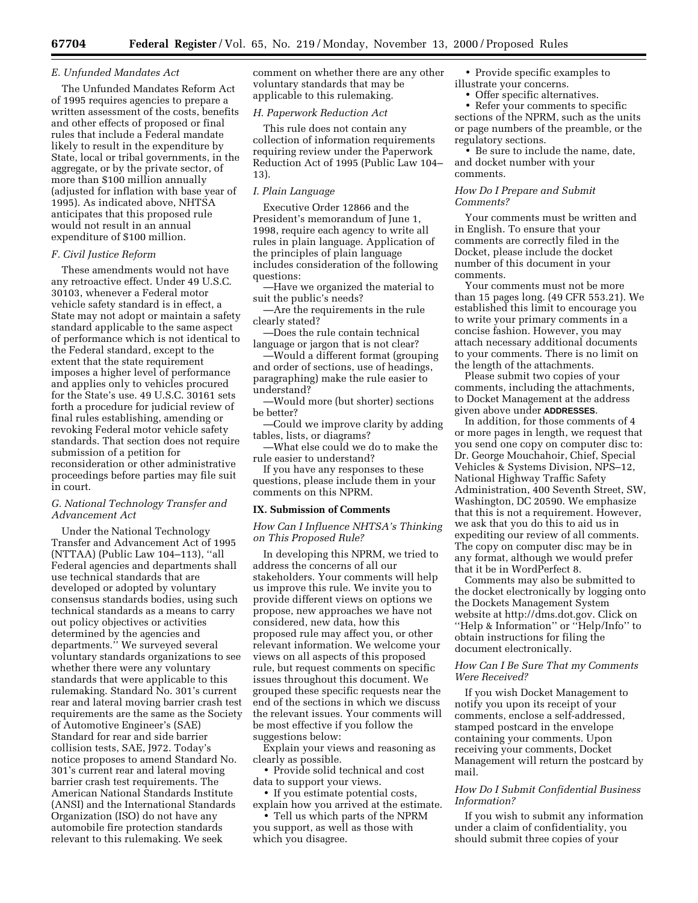### E. Unfunded Mandates Act

The Unfunded Mandates Reform Act of 1995 requires agencies to prepare a written assessment of the costs, benefits and other effects of proposed or final rules that include a Federal mandate likely to result in the expenditure by State, local or tribal governments, in the aggregate, or by the private sector, of more than $100 million annually (adjusted for inflation with base year of 1995). As indicated above, NHTSA anticipates that this proposed rule would not result in an annual expenditure of $100 million.

### F. Civil Justice Reform

These amendments would not have any retroactive effect. Under 49 U.S.C. 30103, whenever a Federal motor vehicle safety standard is in effect, a State may not adopt or maintain a safety standard applicable to the same aspect of performance which is not identical to the Federal standard, except to the extent that the state requirement imposes a higher level of performance and applies only to vehicles procured for the State's use. 49 U.S.C. 30161 sets forth a procedure for judicial review of final rules establishing, amending or revoking Federal motor vehicle safety standards. That section does not require submission of a petition for reconsideration or other administrative proceedings before parties may file suit in court.

### G. National Technology Transfer and Advancement Act

Under the National Technology Transfer and Advancement Act of 1995 (NTTAA) (Public Law 104–113), "all Federal agencies and departments shall use technical standards that are developed or adopted by voluntary consensus standards bodies, using such technical standards as a means to carry out policy objectives or activities determined by the agencies and departments." We surveyed several voluntary standards organizations to see whether there were any voluntary standards that were applicable to this rulemaking. Standard No. 301's current rear and lateral moving barrier crash test requirements are the same as the Society of Automotive Engineer's (SAE) Standard for rear and side barrier collision tests, SAE, J972. Today's notice proposes to amend Standard No. 301's current rear and lateral moving barrier crash test requirements. The American National Standards Institute (ANSI) and the International Standards Organization (ISO) do not have any automobile fire protection standards relevant to this rulemaking. We seek comment on whether there are any other voluntary standards that may be applicable to this rulemaking.

### H. Paperwork Reduction Act

This rule does not contain any collection of information requirements requiring review under the Paperwork Reduction Act of 1995 (Public Law 104–13).

### I. Plain Language

Executive Order 12866 and the President's memorandum of June 1, 1998, require each agency to write all rules in plain language. Application of the principles of plain language includes consideration of the following questions:

—Have we organized the material to suit the public's needs?

—Are the requirements in the rule clearly stated?

—Does the rule contain technical language or jargon that is not clear?

—Would a different format (grouping and order of sections, use of headings, paragraphing) make the rule easier to understand?

—Would more (but shorter) sections be better?

—Could we improve clarity by adding tables, lists, or diagrams?

—What else could we do to make the rule easier to understand?

If you have any responses to these questions, please include them in your comments on this NPRM.

## IX. Submission of Comments

### How Can I Influence NHTSA's Thinking on This Proposed Rule?

In developing this NPRM, we tried to address the concerns of all our stakeholders. Your comments will help us improve this rule. We invite you to provide different views on options we propose, new approaches we have not considered, new data, how this proposed rule may affect you, or other relevant information. We welcome your views on all aspects of this proposed rule, but request comments on specific issues throughout this document. We grouped these specific requests near the end of the sections in which we discuss the relevant issues. Your comments will be most effective if you follow the suggestions below:

Explain your views and reasoning as clearly as possible.

- Provide solid technical and cost data to support your views.
- If you estimate potential costs, explain how you arrived at the estimate.
- Tell us which parts of the NPRM you support, as well as those with which you disagree.
- Provide specific examples to illustrate your concerns.
- Offer specific alternatives.
- Refer your comments to specific sections of the NPRM, such as the units or page numbers of the preamble, or the regulatory sections.
- Be sure to include the name, date, and docket number with your comments.

### How Do I Prepare and Submit Comments?

Your comments must be written and in English. To ensure that your comments are correctly filed in the Docket, please include the docket number of this document in your comments.

Your comments must not be more than 15 pages long. (49 CFR 553.21). We established this limit to encourage you to write your primary comments in a concise fashion. However, you may attach necessary additional documents to your comments. There is no limit on the length of the attachments.

Please submit two copies of your comments, including the attachments, to Docket Management at the address given above under **ADDRESSES**.

In addition, for those comments of 4 or more pages in length, we request that you send one copy on computer disc to: Dr. George Mouchahoir, Chief, Special Vehicles & Systems Division, NPS–12, National Highway Traffic Safety Administration, 400 Seventh Street, SW, Washington, DC 20590. We emphasize that this is not a requirement. However, we ask that you do this to aid us in expediting our review of all comments. The copy on computer disc may be in any format, although we would prefer that it be in WordPerfect 8.

Comments may also be submitted to the docket electronically by logging onto the Dockets Management System website at http://dms.dot.gov. Click on "Help & Information" or "Help/Info" to obtain instructions for filing the document electronically.

### How Can I Be Sure That my Comments Were Received?

If you wish Docket Management to notify you upon its receipt of your comments, enclose a self-addressed, stamped postcard in the envelope containing your comments. Upon receiving your comments, Docket Management will return the postcard by mail.

### How Do I Submit Confidential Business Information?

If you wish to submit any information under a claim of confidentiality, you should submit three copies of your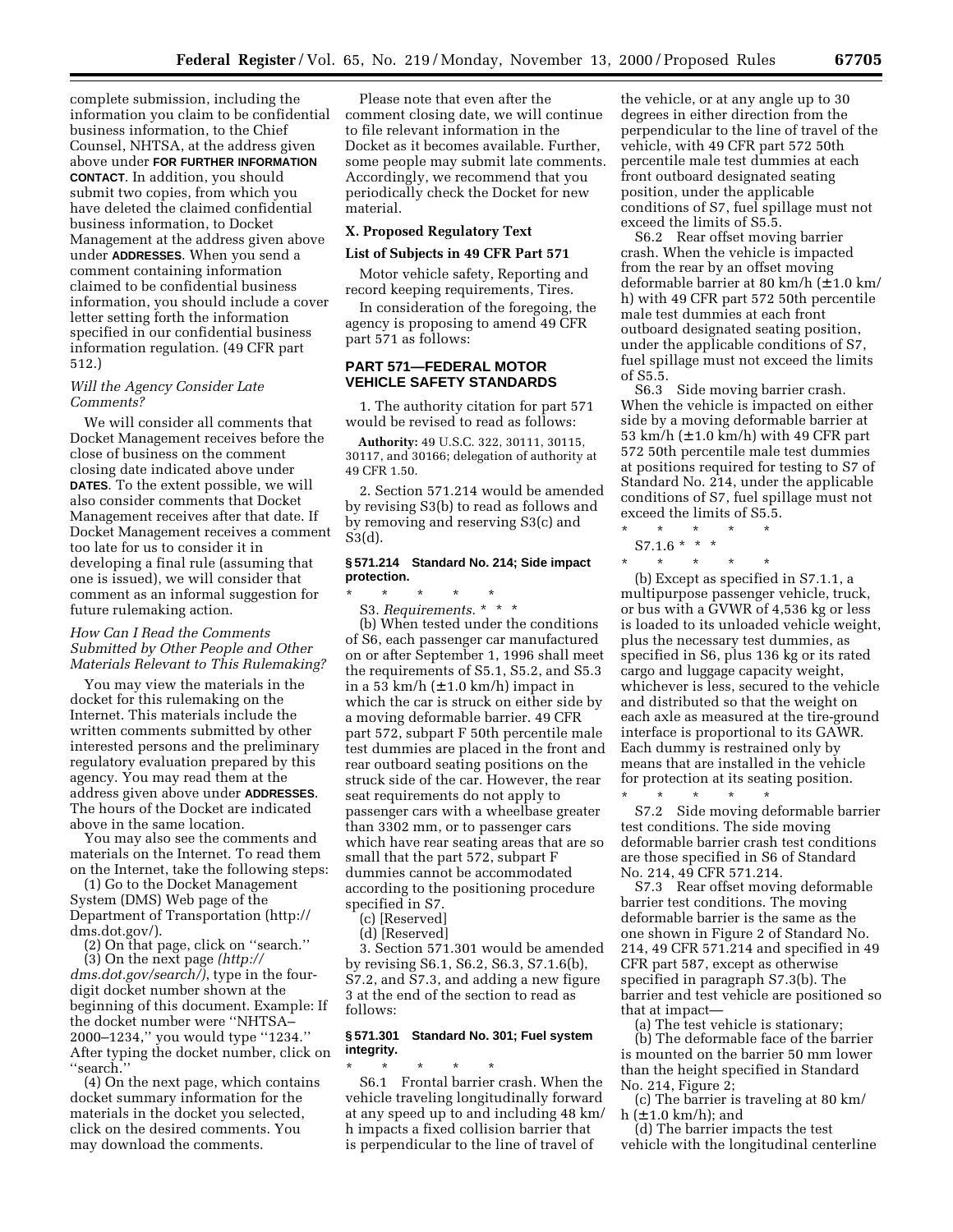complete submission, including the information you claim to be confidential business information, to the Chief Counsel, NHTSA, at the address given above under **FOR FURTHER INFORMATION CONTACT**. In addition, you should submit two copies, from which you have deleted the claimed confidential business information, to Docket Management at the address given above under **ADDRESSES**. When you send a comment containing information claimed to be confidential business information, you should include a cover letter setting forth the information specified in our confidential business information regulation. (49 CFR part 512.)

*Will the Agency Consider Late Comments?*

We will consider all comments that Docket Management receives before the close of business on the comment closing date indicated above under **DATES**. To the extent possible, we will also consider comments that Docket Management receives after that date. If Docket Management receives a comment too late for us to consider it in developing a final rule (assuming that one is issued), we will consider that comment as an informal suggestion for future rulemaking action.

*How Can I Read the Comments Submitted by Other People and Other Materials Relevant to This Rulemaking?*

You may view the materials in the docket for this rulemaking on the Internet. This materials include the written comments submitted by other interested persons and the preliminary regulatory evaluation prepared by this agency. You may read them at the address given above under **ADDRESSES**. The hours of the Docket are indicated above in the same location.

You may also see the comments and materials on the Internet. To read them on the Internet, take the following steps:

(1) Go to the Docket Management System (DMS) Web page of the Department of Transportation (http://dms.dot.gov/).

(2) On that page, click on ''search.''

(3) On the next page *(http://dms.dot.gov/search/)*, type in the four-digit docket number shown at the beginning of this document. Example: If the docket number were ''NHTSA–2000–1234,'' you would type ''1234.'' After typing the docket number, click on ''search.''

(4) On the next page, which contains docket summary information for the materials in the docket you selected, click on the desired comments. You may download the comments.

Please note that even after the comment closing date, we will continue to file relevant information in the Docket as it becomes available. Further, some people may submit late comments. Accordingly, we recommend that you periodically check the Docket for new material.

**X. Proposed Regulatory Text**

**List of Subjects in 49 CFR Part 571**

Motor vehicle safety, Reporting and record keeping requirements, Tires.

In consideration of the foregoing, the agency is proposing to amend 49 CFR part 571 as follows:

## PART 571—FEDERAL MOTOR VEHICLE SAFETY STANDARDS

1. The authority citation for part 571 would be revised to read as follows:

**Authority:** 49 U.S.C. 322, 30111, 30115, 30117, and 30166; delegation of authority at 49 CFR 1.50.

2. Section 571.214 would be amended by revising S3(b) to read as follows and by removing and reserving S3(c) and S3(d).

**§ 571.214 Standard No. 214; Side impact protection.**

\* \* \* \* \*

S3. *Requirements.* \* \* \*

(b) When tested under the conditions of S6, each passenger car manufactured on or after September 1, 1996 shall meet the requirements of S5.1, S5.2, and S5.3 in a 53 km/h (±1.0 km/h) impact in which the car is struck on either side by a moving deformable barrier. 49 CFR part 572, subpart F 50th percentile male test dummies are placed in the front and rear outboard seating positions on the struck side of the car. However, the rear seat requirements do not apply to passenger cars with a wheelbase greater than 3302 mm, or to passenger cars which have rear seating areas that are so small that the part 572, subpart F dummies cannot be accommodated according to the positioning procedure specified in S7.

(c) [Reserved]

(d) [Reserved]

3. Section 571.301 would be amended by revising S6.1, S6.2, S6.3, S7.1.6(b), S7.2, and S7.3, and adding a new figure 3 at the end of the section to read as follows:

**§ 571.301 Standard No. 301; Fuel system integrity.**

\* \* \* \* \*

S6.1 Frontal barrier crash. When the vehicle traveling longitudinally forward at any speed up to and including 48 km/h impacts a fixed collision barrier that is perpendicular to the line of travel of the vehicle, or at any angle up to 30 degrees in either direction from the perpendicular to the line of travel of the vehicle, with 49 CFR part 572 50th percentile male test dummies at each front outboard designated seating position, under the applicable conditions of S7, fuel spillage must not exceed the limits of S5.5.

S6.2 Rear offset moving barrier crash. When the vehicle is impacted from the rear by an offset moving deformable barrier at 80 km/h (±1.0 km/h) with 49 CFR part 572 50th percentile male test dummies at each front outboard designated seating position, under the applicable conditions of S7, fuel spillage must not exceed the limits of S5.5.

S6.3 Side moving barrier crash. When the vehicle is impacted on either side by a moving deformable barrier at 53 km/h (±1.0 km/h) with 49 CFR part 572 50th percentile male test dummies at positions required for testing to S7 of Standard No. 214, under the applicable conditions of S7, fuel spillage must not exceed the limits of S5.5.

\* \* \* \* \*

S7.1.6 \* \* \*

\* \* \* \* \*

(b) Except as specified in S7.1.1, a multipurpose passenger vehicle, truck, or bus with a GVWR of 4,536 kg or less is loaded to its unloaded vehicle weight, plus the necessary test dummies, as specified in S6, plus 136 kg or its rated cargo and luggage capacity weight, whichever is less, secured to the vehicle and distributed so that the weight on each axle as measured at the tire-ground interface is proportional to its GAWR. Each dummy is restrained only by means that are installed in the vehicle for protection at its seating position.

\* \* \* \* \*

S7.2 Side moving deformable barrier test conditions. The side moving deformable barrier crash test conditions are those specified in S6 of Standard No. 214, 49 CFR 571.214.

S7.3 Rear offset moving deformable barrier test conditions. The moving deformable barrier is the same as the one shown in Figure 2 of Standard No. 214, 49 CFR 571.214 and specified in 49 CFR part 587, except as otherwise specified in paragraph S7.3(b). The barrier and test vehicle are positioned so that at impact—

(a) The test vehicle is stationary;

(b) The deformable face of the barrier is mounted on the barrier 50 mm lower than the height specified in Standard No. 214, Figure 2;

(c) The barrier is traveling at 80 km/h (±1.0 km/h); and

(d) The barrier impacts the test vehicle with the longitudinal centerline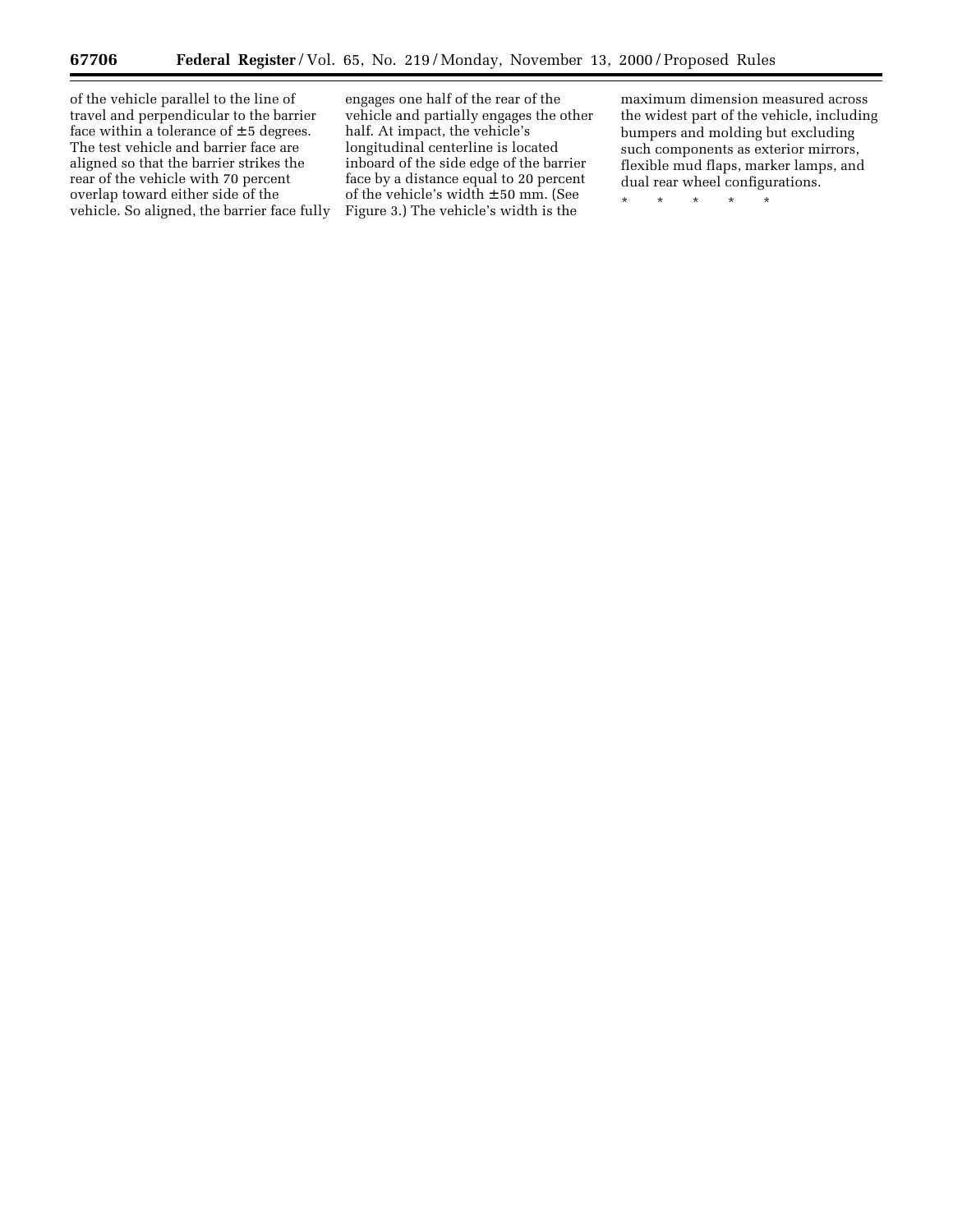of the vehicle parallel to the line of travel and perpendicular to the barrier face within a tolerance of $\pm 5$ degrees. The test vehicle and barrier face are aligned so that the barrier strikes the rear of the vehicle with 70 percent overlap toward either side of the vehicle. So aligned, the barrier face fully engages one half of the rear of the vehicle and partially engages the other half. At impact, the vehicle's longitudinal centerline is located inboard of the side edge of the barrier face by a distance equal to 20 percent of the vehicle's width $\pm 50$ mm. (See Figure 3.) The vehicle's width is the maximum dimension measured across the widest part of the vehicle, including bumpers and molding but excluding such components as exterior mirrors, flexible mud flaps, marker lamps, and dual rear wheel configurations.

\* \* \* \* \*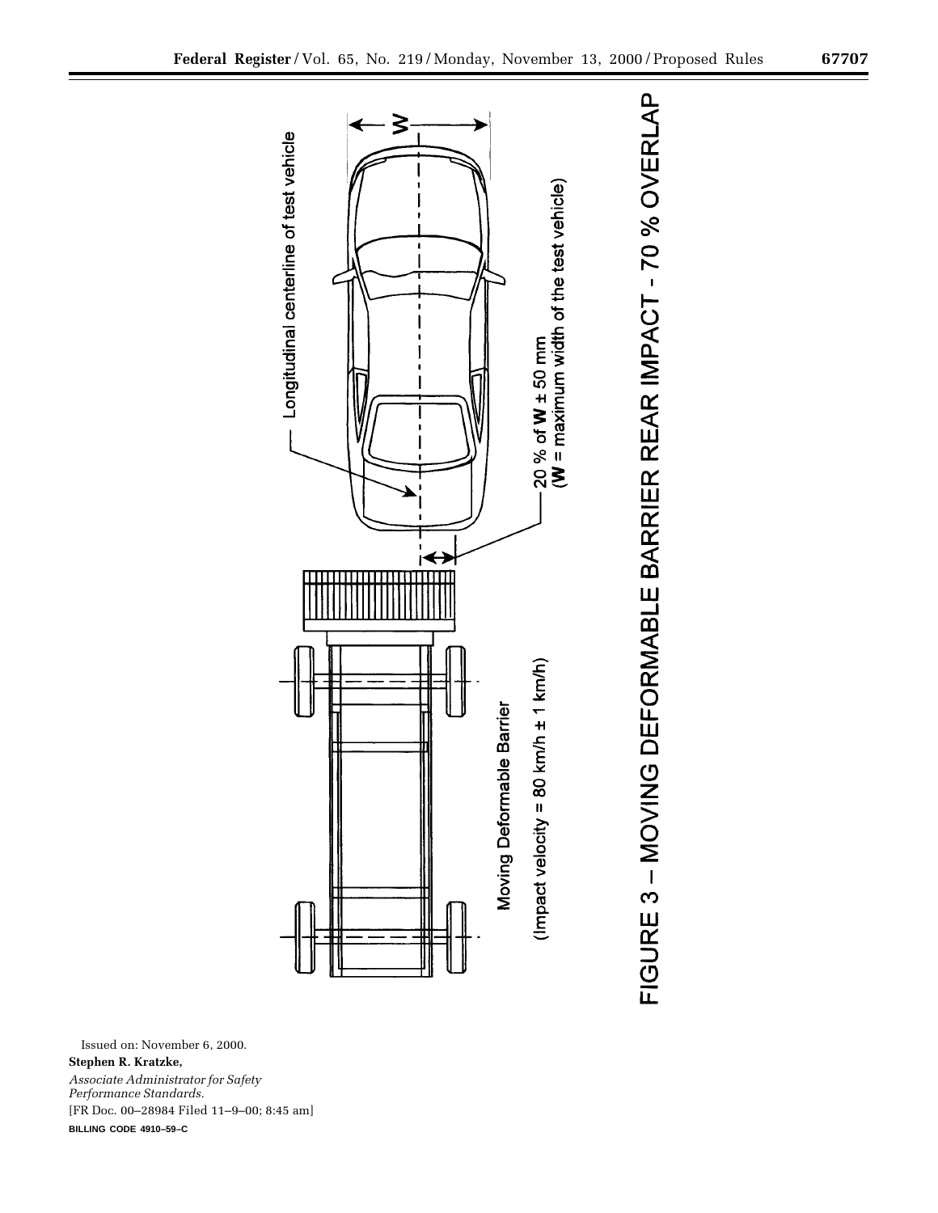Longitudinal centerline of test vehicle

W

20 % of **W** ± 50 mm
(**W** = maximum width of the test vehicle)

Moving Deformable Barrier

(Impact velocity = 80 km/h ± 1 km/h)

FIGURE 3 – MOVING DEFORMABLE BARRIER REAR IMPACT - 70 % OVERLAP

Issued on: November 6, 2000.

**Stephen R. Kratzke,**

*Associate Administrator for Safety Performance Standards.*

[FR Doc. 00–28984 Filed 11–9–00; 8:45 am]

**BILLING CODE 4910–59–C**